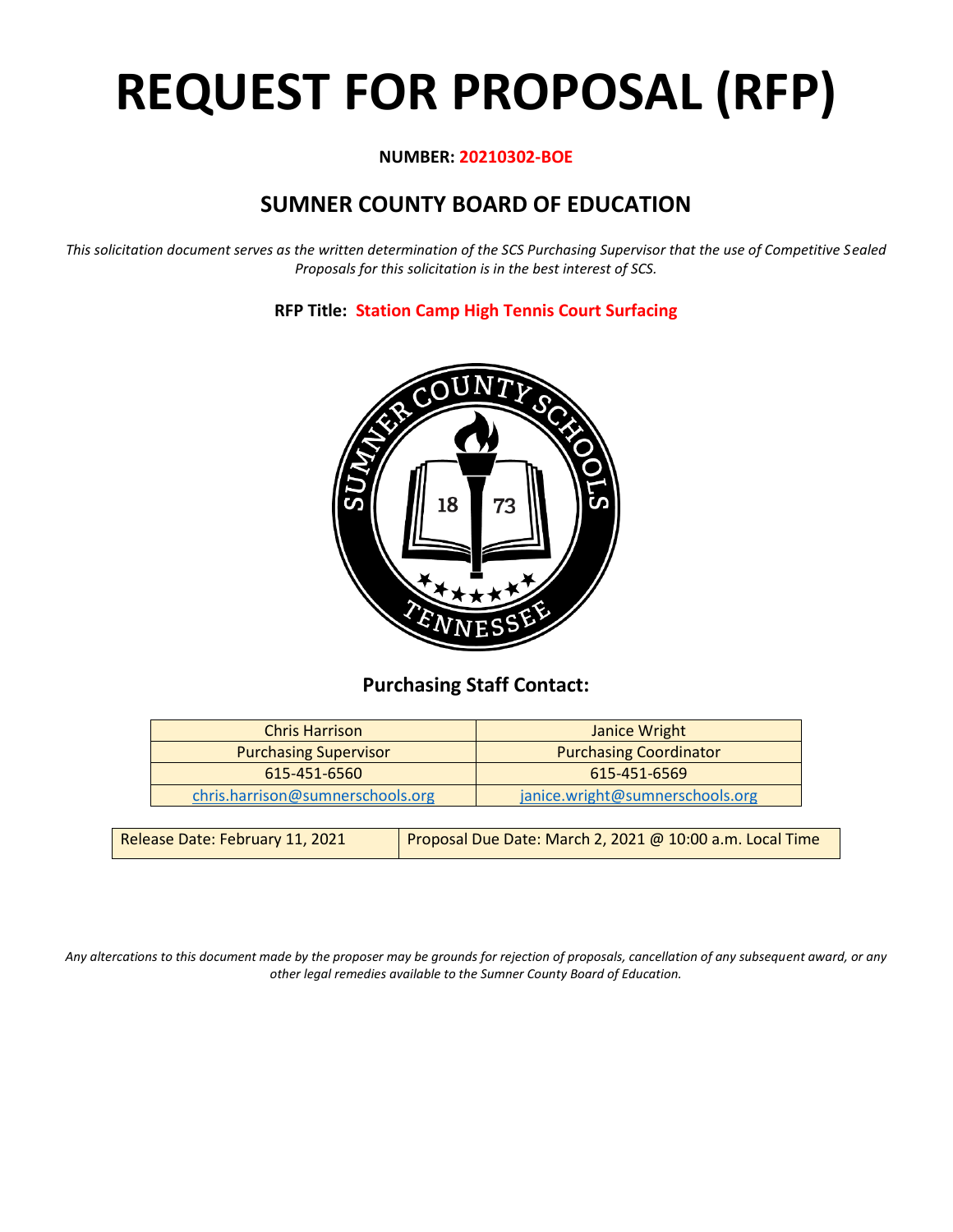# REQUEST FOR PROPOSAL (RFP)

**NUMBER: 20210302-BOE**

## SUMNER COUNTY BOARD OF EDUCATION

*This solicitation document serves as the written determination of the SCS Purchasing Supervisor that the use of Competitive Sealed Proposals for this solicitation is in the best interest of SCS.*

**RFP Title: Station Camp High Tennis Court Surfacing**

### Purchasing Staff Contact:

| Chris Harrison | Janice Wright |
|---|---|
| Purchasing Supervisor | Purchasing Coordinator |
| 615-451-6560 | 615-451-6569 |
| chris.harrison@sumnerschools.org | janice.wright@sumnerschools.org |

| Release Date: February 11, 2021 | Proposal Due Date: March 2, 2021 @ 10:00 a.m. Local Time |
|---|---|

*Any altercations to this document made by the proposer may be grounds for rejection of proposals, cancellation of any subsequent award, or any other legal remedies available to the Sumner County Board of Education.*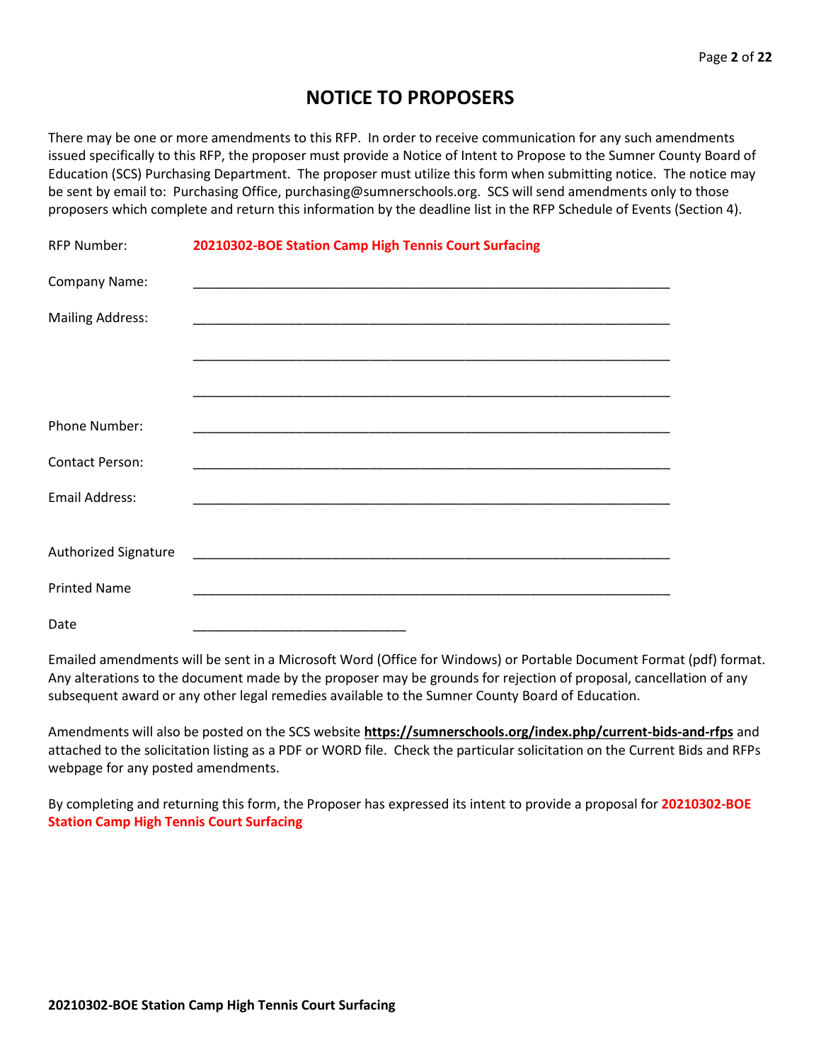# NOTICE TO PROPOSERS

There may be one or more amendments to this RFP. In order to receive communication for any such amendments issued specifically to this RFP, the proposer must provide a Notice of Intent to Propose to the Sumner County Board of Education (SCS) Purchasing Department. The proposer must utilize this form when submitting notice. The notice may be sent by email to: Purchasing Office, purchasing@sumnerschools.org. SCS will send amendments only to those proposers which complete and return this information by the deadline list in the RFP Schedule of Events (Section 4).

RFP Number: **20210302-BOE Station Camp High Tennis Court Surfacing**

Company Name: ______________________________________________________________

Mailing Address: ______________________________________________________________

______________________________________________________________

______________________________________________________________

Phone Number: ______________________________________________________________

Contact Person: ______________________________________________________________

Email Address: ______________________________________________________________

Authorized Signature ______________________________________________________________

Printed Name ______________________________________________________________

Date ____________________________

Emailed amendments will be sent in a Microsoft Word (Office for Windows) or Portable Document Format (pdf) format. Any alterations to the document made by the proposer may be grounds for rejection of proposal, cancellation of any subsequent award or any other legal remedies available to the Sumner County Board of Education.

Amendments will also be posted on the SCS website **https://sumnerschools.org/index.php/current-bids-and-rfps** and attached to the solicitation listing as a PDF or WORD file. Check the particular solicitation on the Current Bids and RFPs webpage for any posted amendments.

By completing and returning this form, the Proposer has expressed its intent to provide a proposal for **20210302-BOE Station Camp High Tennis Court Surfacing**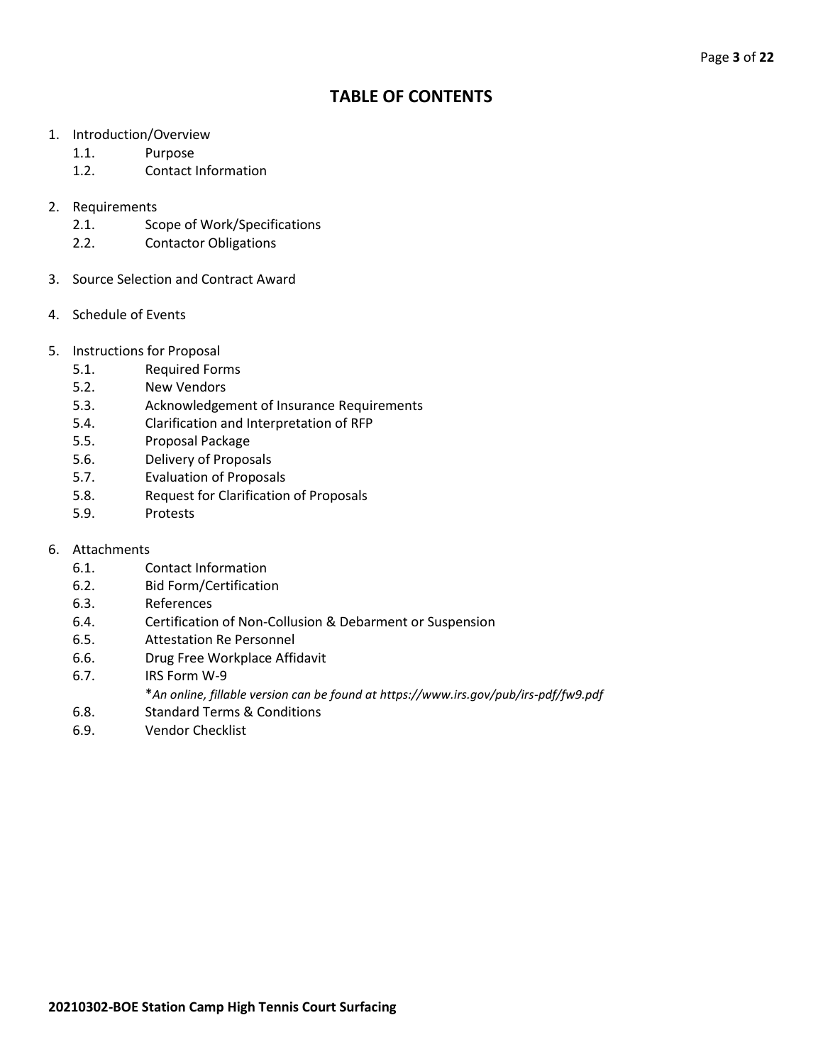# TABLE OF CONTENTS

1. Introduction/Overview
   - 1.1. Purpose
   - 1.2. Contact Information

2. Requirements
   - 2.1. Scope of Work/Specifications
   - 2.2. Contactor Obligations

3. Source Selection and Contract Award

4. Schedule of Events

5. Instructions for Proposal
   - 5.1. Required Forms
   - 5.2. New Vendors
   - 5.3. Acknowledgement of Insurance Requirements
   - 5.4. Clarification and Interpretation of RFP
   - 5.5. Proposal Package
   - 5.6. Delivery of Proposals
   - 5.7. Evaluation of Proposals
   - 5.8. Request for Clarification of Proposals
   - 5.9. Protests

6. Attachments
   - 6.1. Contact Information
   - 6.2. Bid Form/Certification
   - 6.3. References
   - 6.4. Certification of Non-Collusion & Debarment or Suspension
   - 6.5. Attestation Re Personnel
   - 6.6. Drug Free Workplace Affidavit
   - 6.7. IRS Form W-9
     
     **An online, fillable version can be found at https://www.irs.gov/pub/irs-pdf/fw9.pdf*
   - 6.8. Standard Terms & Conditions
   - 6.9. Vendor Checklist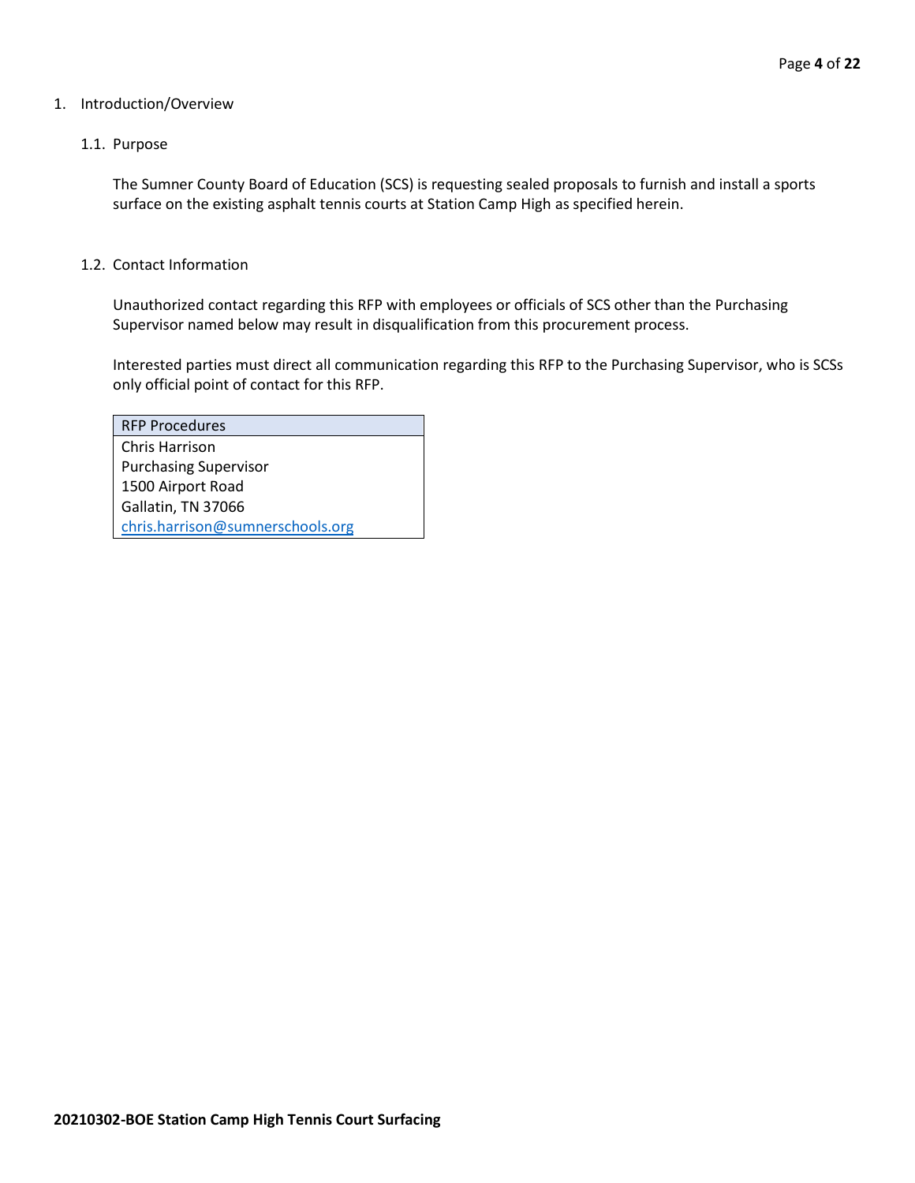1. Introduction/Overview

## 1.1. Purpose

The Sumner County Board of Education (SCS) is requesting sealed proposals to furnish and install a sports surface on the existing asphalt tennis courts at Station Camp High as specified herein.

## 1.2. Contact Information

Unauthorized contact regarding this RFP with employees or officials of SCS other than the Purchasing Supervisor named below may result in disqualification from this procurement process.

Interested parties must direct all communication regarding this RFP to the Purchasing Supervisor, who is SCSs only official point of contact for this RFP.

| RFP Procedures |
| --- |
| Chris Harrison<br>Purchasing Supervisor<br>1500 Airport Road<br>Gallatin, TN 37066<br>chris.harrison@sumnerschools.org |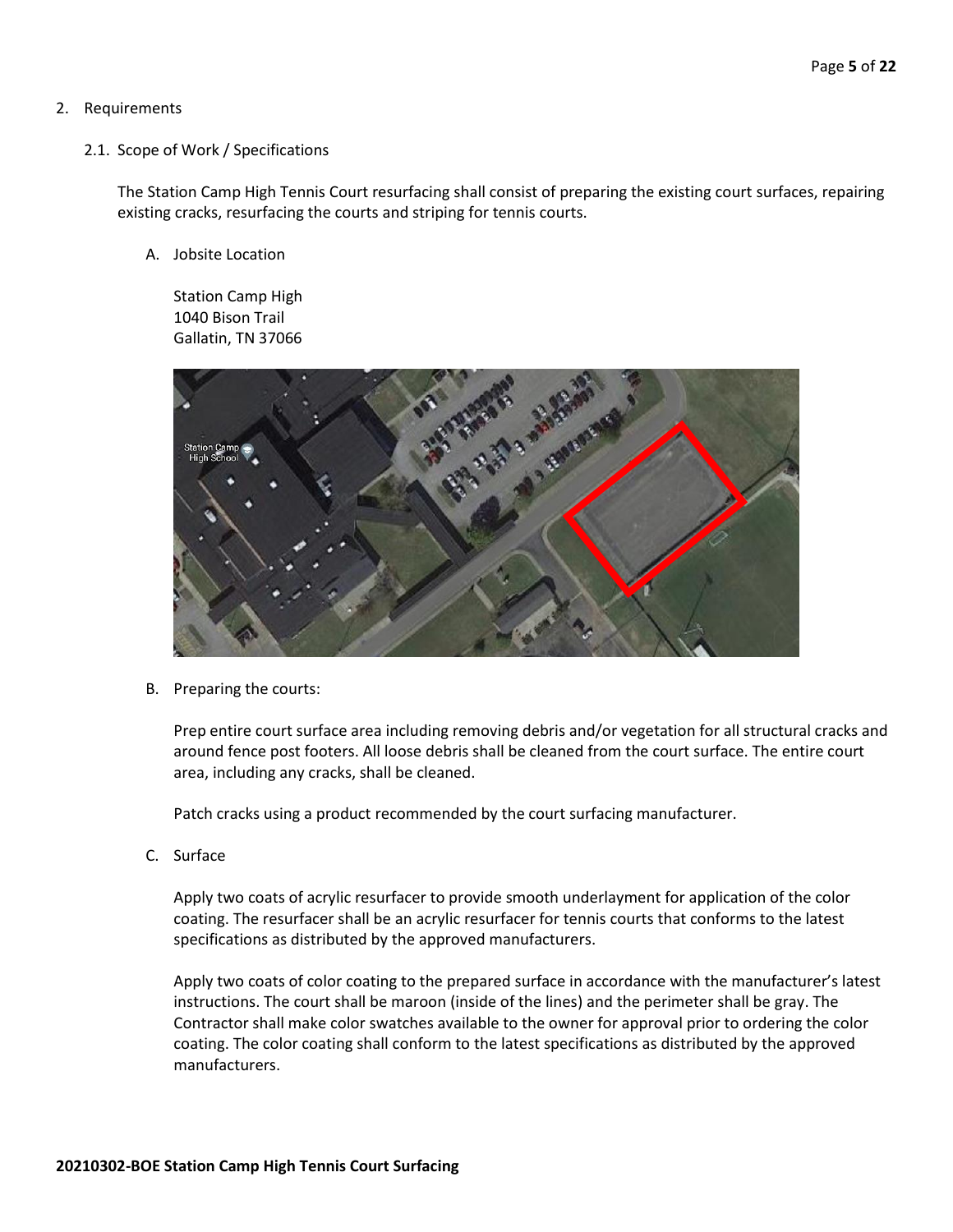## 2. Requirements

### 2.1. Scope of Work / Specifications

The Station Camp High Tennis Court resurfacing shall consist of preparing the existing court surfaces, repairing existing cracks, resurfacing the courts and striping for tennis courts.

A. Jobsite Location

Station Camp High
1040 Bison Trail
Gallatin, TN 37066

B. Preparing the courts:

Prep entire court surface area including removing debris and/or vegetation for all structural cracks and around fence post footers. All loose debris shall be cleaned from the court surface. The entire court area, including any cracks, shall be cleaned.

Patch cracks using a product recommended by the court surfacing manufacturer.

C. Surface

Apply two coats of acrylic resurfacer to provide smooth underlayment for application of the color coating. The resurfacer shall be an acrylic resurfacer for tennis courts that conforms to the latest specifications as distributed by the approved manufacturers.

Apply two coats of color coating to the prepared surface in accordance with the manufacturer's latest instructions. The court shall be maroon (inside of the lines) and the perimeter shall be gray. The Contractor shall make color swatches available to the owner for approval prior to ordering the color coating. The color coating shall conform to the latest specifications as distributed by the approved manufacturers.

**20210302-BOE Station Camp High Tennis Court Surfacing**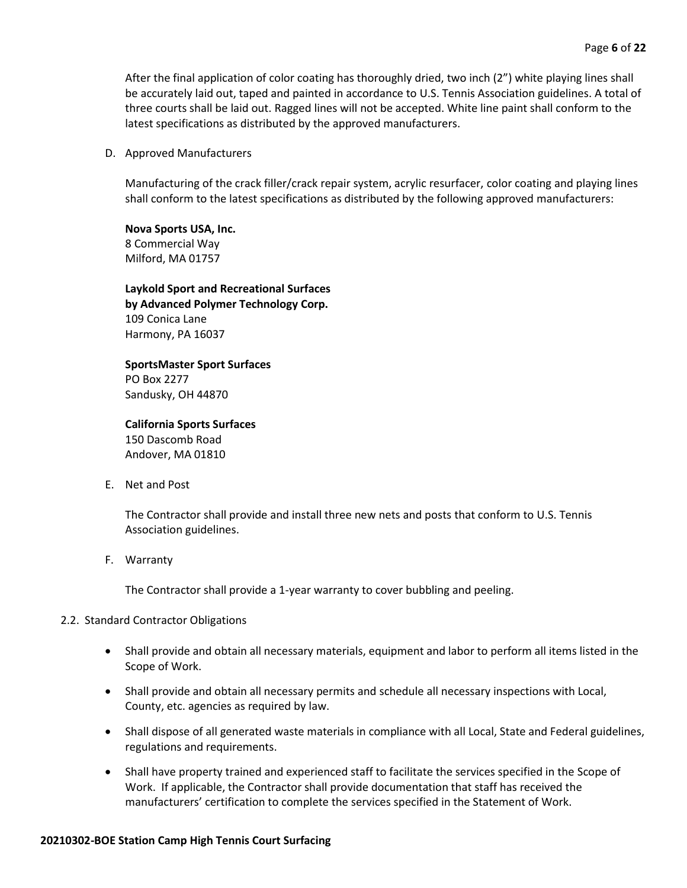After the final application of color coating has thoroughly dried, two inch (2") white playing lines shall be accurately laid out, taped and painted in accordance to U.S. Tennis Association guidelines. A total of three courts shall be laid out. Ragged lines will not be accepted. White line paint shall conform to the latest specifications as distributed by the approved manufacturers.

D. Approved Manufacturers

Manufacturing of the crack filler/crack repair system, acrylic resurfacer, color coating and playing lines shall conform to the latest specifications as distributed by the following approved manufacturers:

**Nova Sports USA, Inc.**
8 Commercial Way
Milford, MA 01757

**Laykold Sport and Recreational Surfaces**
**by Advanced Polymer Technology Corp.**
109 Conica Lane
Harmony, PA 16037

**SportsMaster Sport Surfaces**
PO Box 2277
Sandusky, OH 44870

**California Sports Surfaces**
150 Dascomb Road
Andover, MA 01810

E. Net and Post

The Contractor shall provide and install three new nets and posts that conform to U.S. Tennis Association guidelines.

F. Warranty

The Contractor shall provide a 1-year warranty to cover bubbling and peeling.

2.2. Standard Contractor Obligations

- Shall provide and obtain all necessary materials, equipment and labor to perform all items listed in the Scope of Work.
- Shall provide and obtain all necessary permits and schedule all necessary inspections with Local, County, etc. agencies as required by law.
- Shall dispose of all generated waste materials in compliance with all Local, State and Federal guidelines, regulations and requirements.
- Shall have property trained and experienced staff to facilitate the services specified in the Scope of Work. If applicable, the Contractor shall provide documentation that staff has received the manufacturers' certification to complete the services specified in the Statement of Work.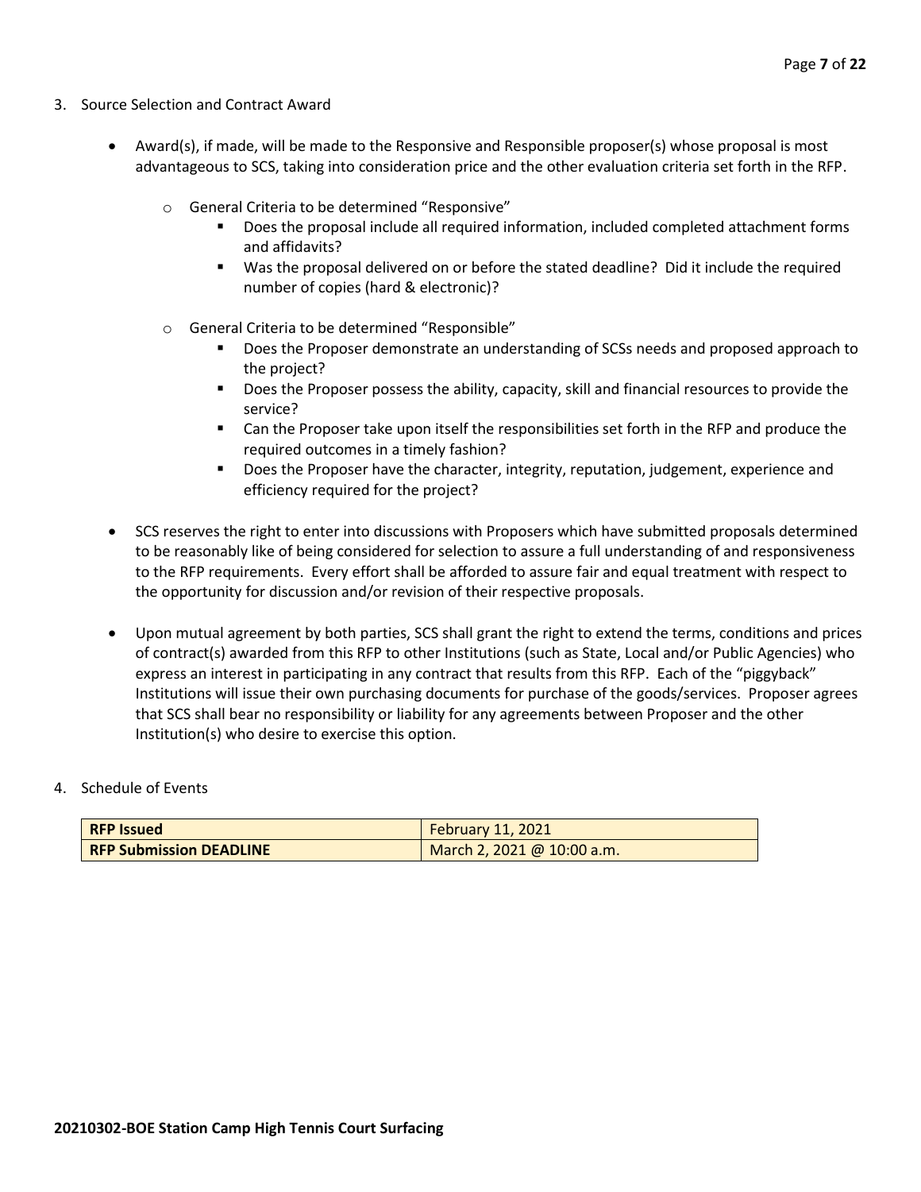3. Source Selection and Contract Award

- Award(s), if made, will be made to the Responsive and Responsible proposer(s) whose proposal is most advantageous to SCS, taking into consideration price and the other evaluation criteria set forth in the RFP.
    - General Criteria to be determined "Responsive"
        - Does the proposal include all required information, included completed attachment forms and affidavits?
        - Was the proposal delivered on or before the stated deadline? Did it include the required number of copies (hard & electronic)?
    - General Criteria to be determined "Responsible"
        - Does the Proposer demonstrate an understanding of SCSs needs and proposed approach to the project?
        - Does the Proposer possess the ability, capacity, skill and financial resources to provide the service?
        - Can the Proposer take upon itself the responsibilities set forth in the RFP and produce the required outcomes in a timely fashion?
        - Does the Proposer have the character, integrity, reputation, judgement, experience and efficiency required for the project?
- SCS reserves the right to enter into discussions with Proposers which have submitted proposals determined to be reasonably like of being considered for selection to assure a full understanding of and responsiveness to the RFP requirements. Every effort shall be afforded to assure fair and equal treatment with respect to the opportunity for discussion and/or revision of their respective proposals.
- Upon mutual agreement by both parties, SCS shall grant the right to extend the terms, conditions and prices of contract(s) awarded from this RFP to other Institutions (such as State, Local and/or Public Agencies) who express an interest in participating in any contract that results from this RFP. Each of the "piggyback" Institutions will issue their own purchasing documents for purchase of the goods/services. Proposer agrees that SCS shall bear no responsibility or liability for any agreements between Proposer and the other Institution(s) who desire to exercise this option.

4. Schedule of Events

| **RFP Issued** | February 11, 2021 |
|---|---|
| **RFP Submission DEADLINE** | March 2, 2021 @ 10:00 a.m. |

**20210302-BOE Station Camp High Tennis Court Surfacing**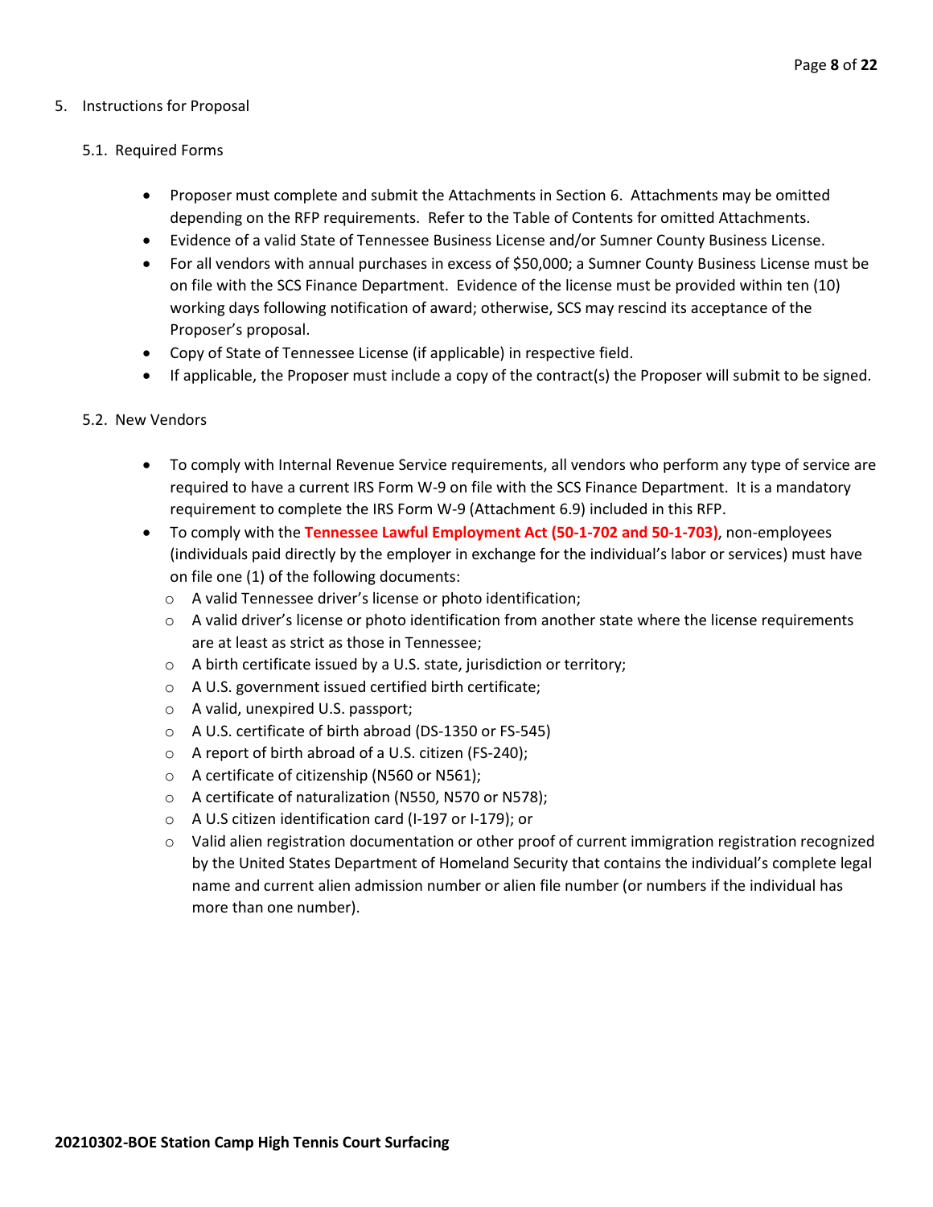## 5. Instructions for Proposal

### 5.1. Required Forms

- Proposer must complete and submit the Attachments in Section 6. Attachments may be omitted depending on the RFP requirements. Refer to the Table of Contents for omitted Attachments.
- Evidence of a valid State of Tennessee Business License and/or Sumner County Business License.
- For all vendors with annual purchases in excess of $50,000; a Sumner County Business License must be on file with the SCS Finance Department. Evidence of the license must be provided within ten (10) working days following notification of award; otherwise, SCS may rescind its acceptance of the Proposer's proposal.
- Copy of State of Tennessee License (if applicable) in respective field.
- If applicable, the Proposer must include a copy of the contract(s) the Proposer will submit to be signed.

### 5.2. New Vendors

- To comply with Internal Revenue Service requirements, all vendors who perform any type of service are required to have a current IRS Form W-9 on file with the SCS Finance Department. It is a mandatory requirement to complete the IRS Form W-9 (Attachment 6.9) included in this RFP.
- To comply with the **Tennessee Lawful Employment Act (50-1-702 and 50-1-703)**, non-employees (individuals paid directly by the employer in exchange for the individual's labor or services) must have on file one (1) of the following documents:
  - A valid Tennessee driver's license or photo identification;
  - A valid driver's license or photo identification from another state where the license requirements are at least as strict as those in Tennessee;
  - A birth certificate issued by a U.S. state, jurisdiction or territory;
  - A U.S. government issued certified birth certificate;
  - A valid, unexpired U.S. passport;
  - A U.S. certificate of birth abroad (DS-1350 or FS-545)
  - A report of birth abroad of a U.S. citizen (FS-240);
  - A certificate of citizenship (N560 or N561);
  - A certificate of naturalization (N550, N570 or N578);
  - A U.S citizen identification card (I-197 or I-179); or
  - Valid alien registration documentation or other proof of current immigration registration recognized by the United States Department of Homeland Security that contains the individual's complete legal name and current alien admission number or alien file number (or numbers if the individual has more than one number).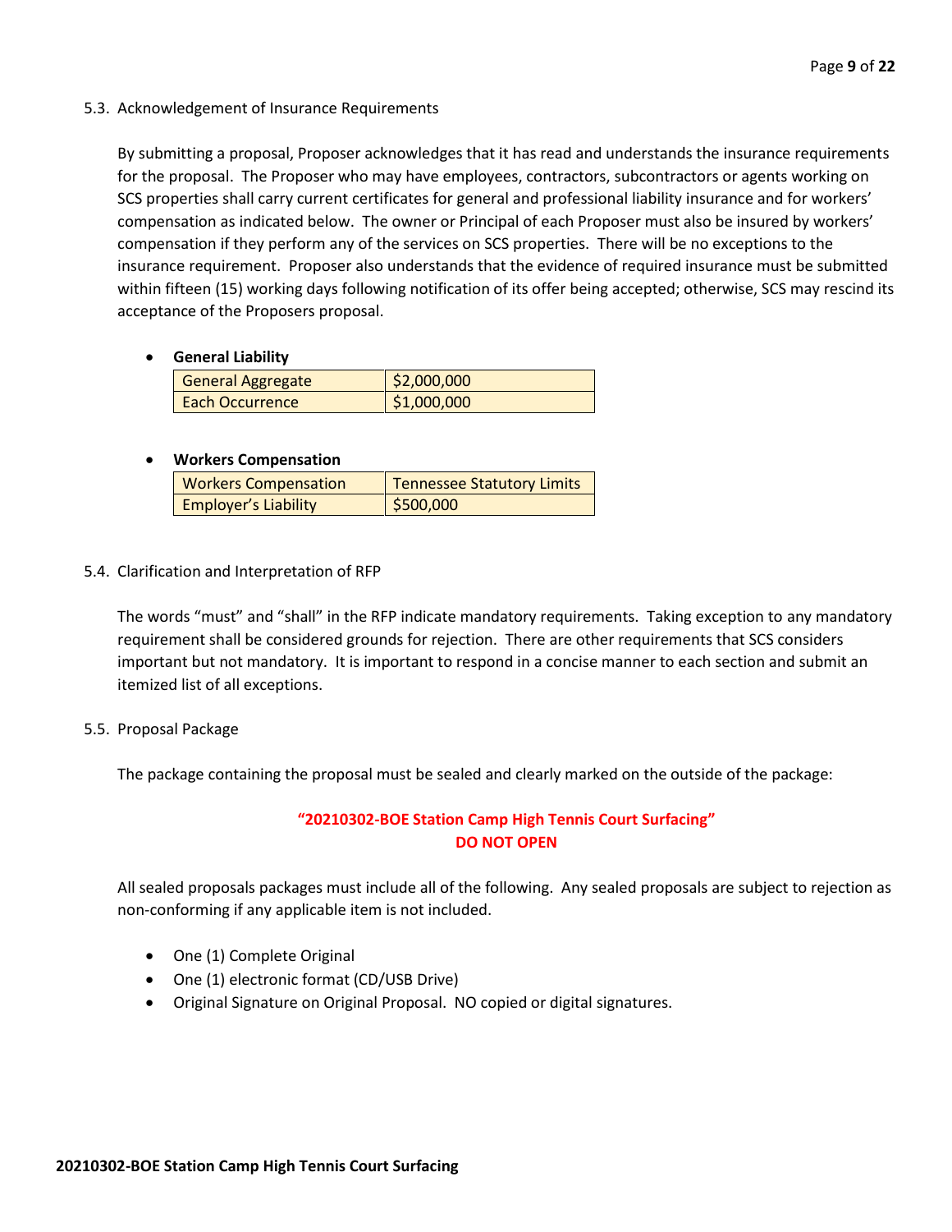### 5.3. Acknowledgement of Insurance Requirements

By submitting a proposal, Proposer acknowledges that it has read and understands the insurance requirements for the proposal. The Proposer who may have employees, contractors, subcontractors or agents working on SCS properties shall carry current certificates for general and professional liability insurance and for workers' compensation as indicated below. The owner or Principal of each Proposer must also be insured by workers' compensation if they perform any of the services on SCS properties. There will be no exceptions to the insurance requirement. Proposer also understands that the evidence of required insurance must be submitted within fifteen (15) working days following notification of its offer being accepted; otherwise, SCS may rescind its acceptance of the Proposers proposal.

- **General Liability**

| General Aggregate | $2,000,000 |
|---|---|
| Each Occurrence | $1,000,000 |

- **Workers Compensation**

| Workers Compensation | Tennessee Statutory Limits |
|---|---|
| Employer's Liability | $500,000 |

### 5.4. Clarification and Interpretation of RFP

The words "must" and "shall" in the RFP indicate mandatory requirements. Taking exception to any mandatory requirement shall be considered grounds for rejection. There are other requirements that SCS considers important but not mandatory. It is important to respond in a concise manner to each section and submit an itemized list of all exceptions.

### 5.5. Proposal Package

The package containing the proposal must be sealed and clearly marked on the outside of the package:

**"20210302-BOE Station Camp High Tennis Court Surfacing"**
**DO NOT OPEN**

All sealed proposals packages must include all of the following. Any sealed proposals are subject to rejection as non-conforming if any applicable item is not included.

- One (1) Complete Original
- One (1) electronic format (CD/USB Drive)
- Original Signature on Original Proposal. NO copied or digital signatures.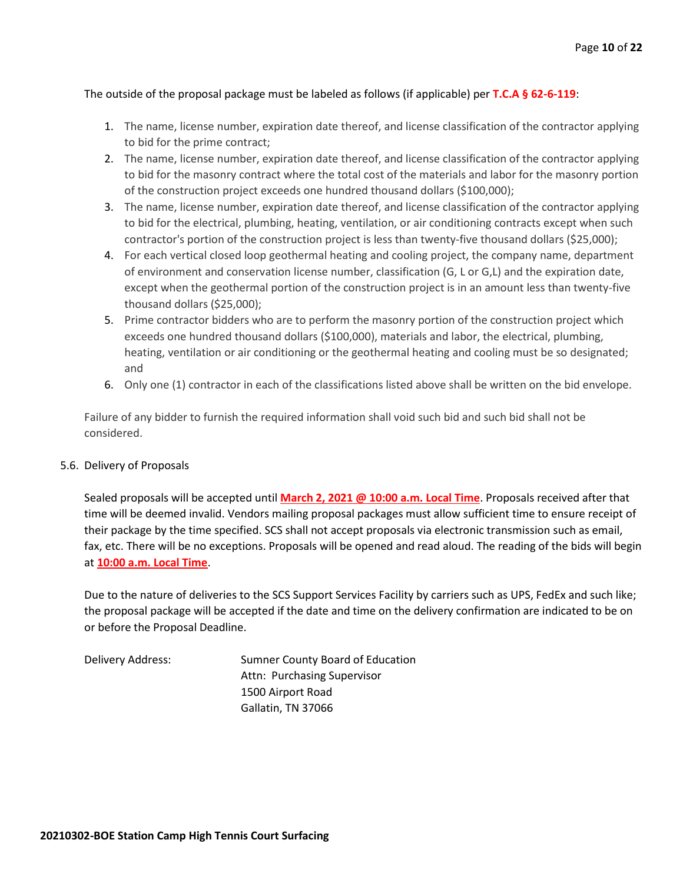The outside of the proposal package must be labeled as follows (if applicable) per **T.C.A § 62-6-119**:

1. The name, license number, expiration date thereof, and license classification of the contractor applying to bid for the prime contract;
2. The name, license number, expiration date thereof, and license classification of the contractor applying to bid for the masonry contract where the total cost of the materials and labor for the masonry portion of the construction project exceeds one hundred thousand dollars ($100,000);
3. The name, license number, expiration date thereof, and license classification of the contractor applying to bid for the electrical, plumbing, heating, ventilation, or air conditioning contracts except when such contractor's portion of the construction project is less than twenty-five thousand dollars ($25,000);
4. For each vertical closed loop geothermal heating and cooling project, the company name, department of environment and conservation license number, classification (G, L or G,L) and the expiration date, except when the geothermal portion of the construction project is in an amount less than twenty-five thousand dollars ($25,000);
5. Prime contractor bidders who are to perform the masonry portion of the construction project which exceeds one hundred thousand dollars ($100,000), materials and labor, the electrical, plumbing, heating, ventilation or air conditioning or the geothermal heating and cooling must be so designated; and
6. Only one (1) contractor in each of the classifications listed above shall be written on the bid envelope.

Failure of any bidder to furnish the required information shall void such bid and such bid shall not be considered.

5.6. Delivery of Proposals

Sealed proposals will be accepted until **March 2, 2021 @ 10:00 a.m. Local Time**. Proposals received after that time will be deemed invalid. Vendors mailing proposal packages must allow sufficient time to ensure receipt of their package by the time specified. SCS shall not accept proposals via electronic transmission such as email, fax, etc. There will be no exceptions. Proposals will be opened and read aloud. The reading of the bids will begin at **10:00 a.m. Local Time**.

Due to the nature of deliveries to the SCS Support Services Facility by carriers such as UPS, FedEx and such like; the proposal package will be accepted if the date and time on the delivery confirmation are indicated to be on or before the Proposal Deadline.

Delivery Address:

Sumner County Board of Education
Attn: Purchasing Supervisor
1500 Airport Road
Gallatin, TN 37066

**20210302-BOE Station Camp High Tennis Court Surfacing**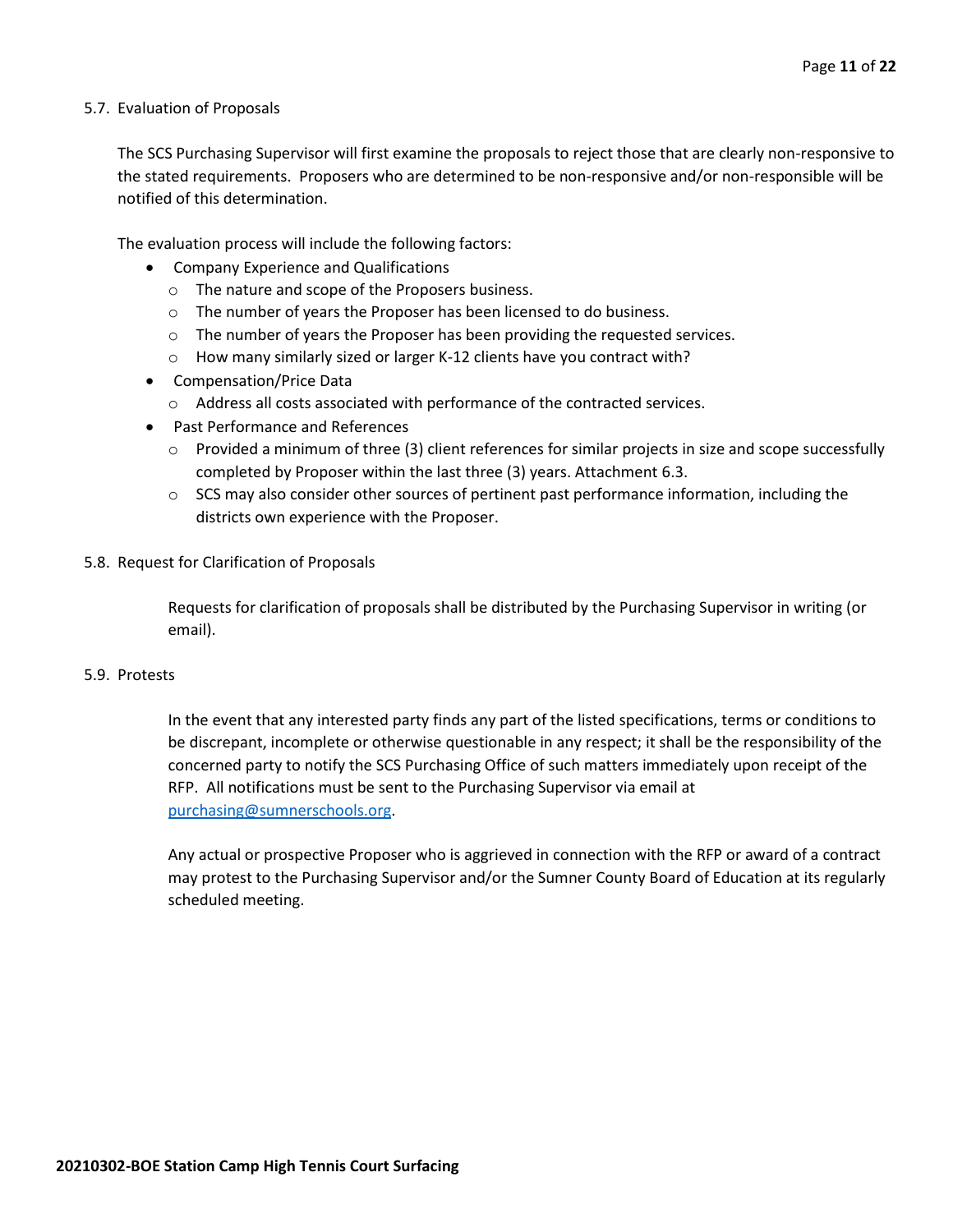### 5.7. Evaluation of Proposals

The SCS Purchasing Supervisor will first examine the proposals to reject those that are clearly non-responsive to the stated requirements. Proposers who are determined to be non-responsive and/or non-responsible will be notified of this determination.

The evaluation process will include the following factors:

- Company Experience and Qualifications
  - The nature and scope of the Proposers business.
  - The number of years the Proposer has been licensed to do business.
  - The number of years the Proposer has been providing the requested services.
  - How many similarly sized or larger K-12 clients have you contract with?
- Compensation/Price Data
  - Address all costs associated with performance of the contracted services.
- Past Performance and References
  - Provided a minimum of three (3) client references for similar projects in size and scope successfully completed by Proposer within the last three (3) years. Attachment 6.3.
  - SCS may also consider other sources of pertinent past performance information, including the districts own experience with the Proposer.

### 5.8. Request for Clarification of Proposals

Requests for clarification of proposals shall be distributed by the Purchasing Supervisor in writing (or email).

### 5.9. Protests

In the event that any interested party finds any part of the listed specifications, terms or conditions to be discrepant, incomplete or otherwise questionable in any respect; it shall be the responsibility of the concerned party to notify the SCS Purchasing Office of such matters immediately upon receipt of the RFP. All notifications must be sent to the Purchasing Supervisor via email at [purchasing@sumnerschools.org](mailto:purchasing@sumnerschools.org).

Any actual or prospective Proposer who is aggrieved in connection with the RFP or award of a contract may protest to the Purchasing Supervisor and/or the Sumner County Board of Education at its regularly scheduled meeting.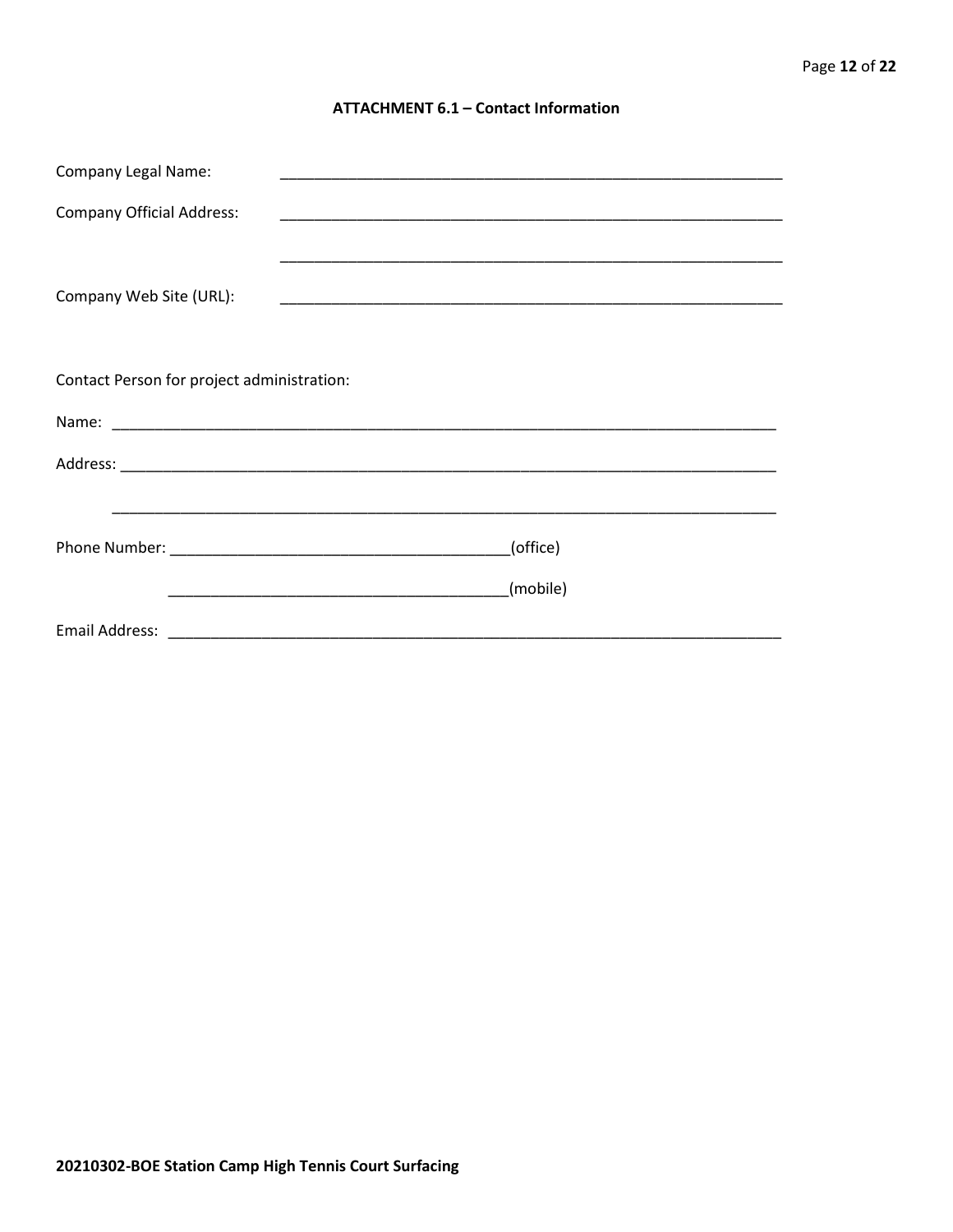### ATTACHMENT 6.1 – Contact Information

Company Legal Name: ____________________________________________________________

Company Official Address: ____________________________________________________________

____________________________________________________________

Company Web Site (URL): ____________________________________________________________

Contact Person for project administration:

Name: ________________________________________________________________________________

Address: ______________________________________________________________________________

______________________________________________________________________________

Phone Number: ________________________________________(office)

________________________________________(mobile)

Email Address: ___________________________________________________________________________

**20210302-BOE Station Camp High Tennis Court Surfacing**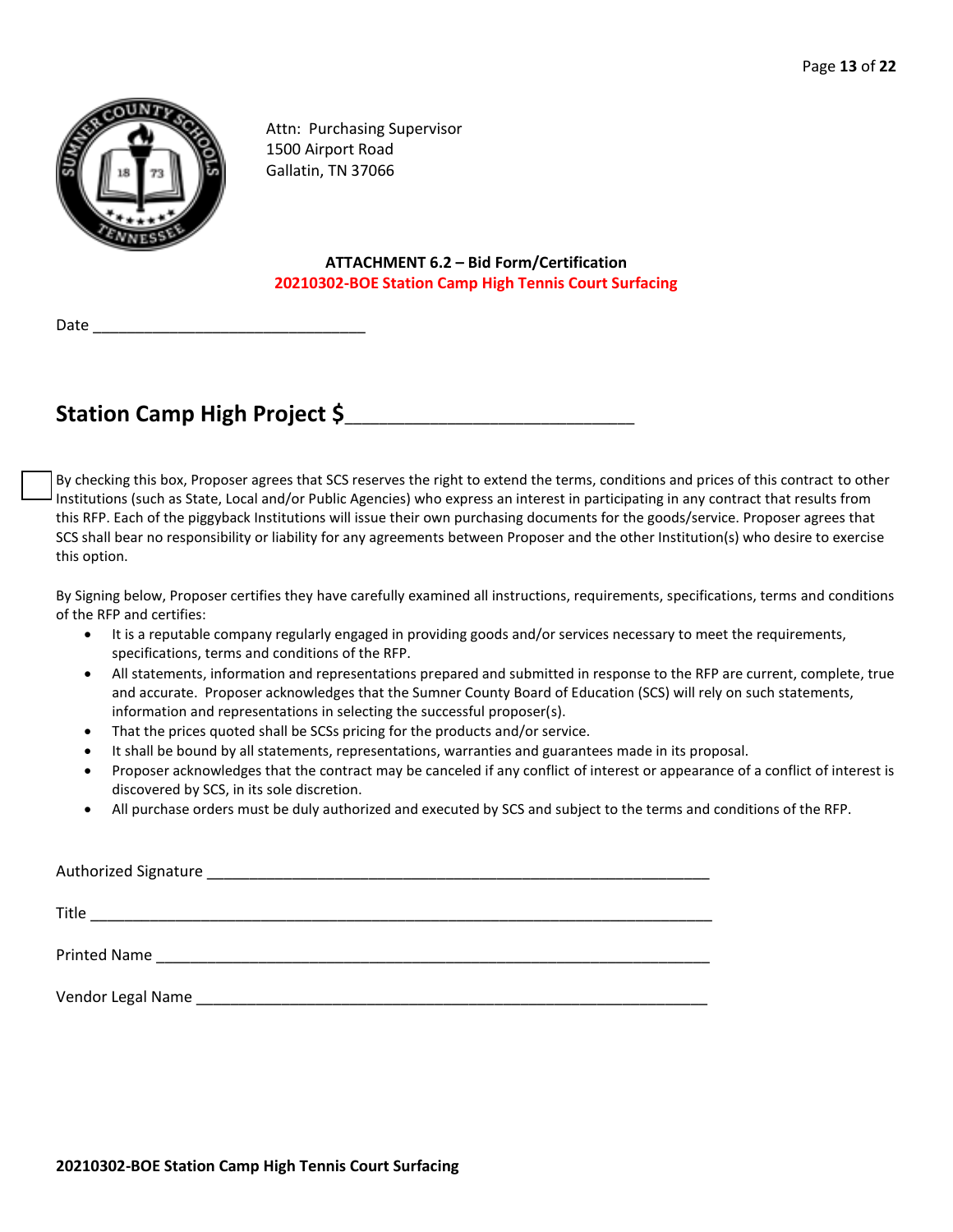Attn: Purchasing Supervisor
1500 Airport Road
Gallatin, TN 37066

**ATTACHMENT 6.2 – Bid Form/Certification**
**20210302-BOE Station Camp High Tennis Court Surfacing**

Date ________________________________

## Station Camp High Project $___________________________

☐ By checking this box, Proposer agrees that SCS reserves the right to extend the terms, conditions and prices of this contract to other Institutions (such as State, Local and/or Public Agencies) who express an interest in participating in any contract that results from this RFP. Each of the piggyback Institutions will issue their own purchasing documents for the goods/service. Proposer agrees that SCS shall bear no responsibility or liability for any agreements between Proposer and the other Institution(s) who desire to exercise this option.

By Signing below, Proposer certifies they have carefully examined all instructions, requirements, specifications, terms and conditions of the RFP and certifies:

- It is a reputable company regularly engaged in providing goods and/or services necessary to meet the requirements, specifications, terms and conditions of the RFP.
- All statements, information and representations prepared and submitted in response to the RFP are current, complete, true and accurate. Proposer acknowledges that the Sumner County Board of Education (SCS) will rely on such statements, information and representations in selecting the successful proposer(s).
- That the prices quoted shall be SCSs pricing for the products and/or service.
- It shall be bound by all statements, representations, warranties and guarantees made in its proposal.
- Proposer acknowledges that the contract may be canceled if any conflict of interest or appearance of a conflict of interest is discovered by SCS, in its sole discretion.
- All purchase orders must be duly authorized and executed by SCS and subject to the terms and conditions of the RFP.

Authorized Signature _______________________________________________________________

Title _____________________________________________________________________________

Printed Name ______________________________________________________________________

Vendor Legal Name _________________________________________________________________

**20210302-BOE Station Camp High Tennis Court Surfacing**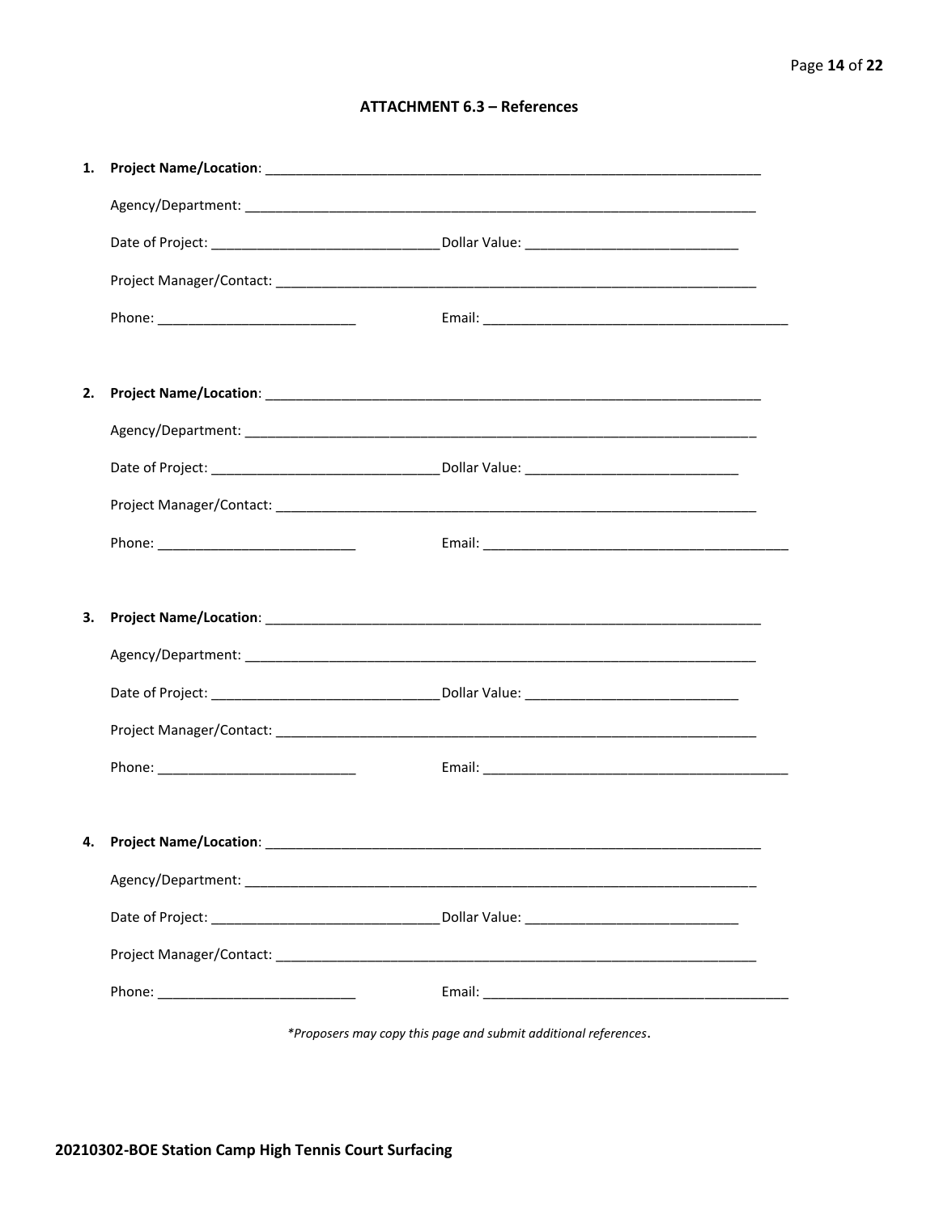### ATTACHMENT 6.3 – References

1. **Project Name/Location**: ___________________________________________________________________

   Agency/Department: ___________________________________________________________________

   Date of Project: ______________________________ Dollar Value: ____________________________

   Project Manager/Contact: ____________________________________________________________

   Phone: __________________________ Email: _________________________________________

2. **Project Name/Location**: ___________________________________________________________________

   Agency/Department: ___________________________________________________________________

   Date of Project: ______________________________ Dollar Value: ____________________________

   Project Manager/Contact: ____________________________________________________________

   Phone: __________________________ Email: _________________________________________

3. **Project Name/Location**: ___________________________________________________________________

   Agency/Department: ___________________________________________________________________

   Date of Project: ______________________________ Dollar Value: ____________________________

   Project Manager/Contact: ____________________________________________________________

   Phone: __________________________ Email: _________________________________________

4. **Project Name/Location**: ___________________________________________________________________

   Agency/Department: ___________________________________________________________________

   Date of Project: ______________________________ Dollar Value: ____________________________

   Project Manager/Contact: ____________________________________________________________

   Phone: __________________________ Email: _________________________________________

*Proposers may copy this page and submit additional references.*

**20210302-BOE Station Camp High Tennis Court Surfacing**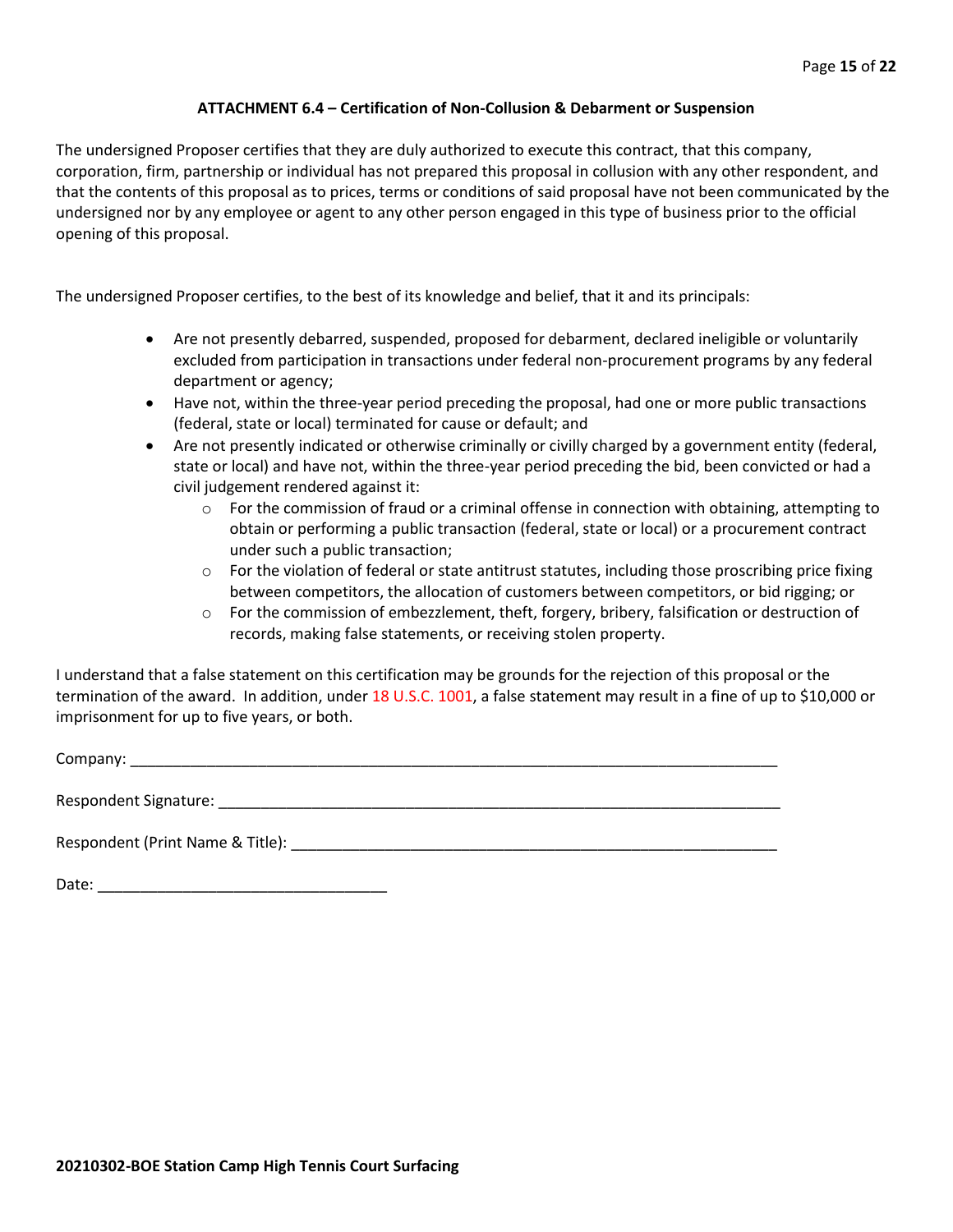## ATTACHMENT 6.4 – Certification of Non-Collusion & Debarment or Suspension

The undersigned Proposer certifies that they are duly authorized to execute this contract, that this company, corporation, firm, partnership or individual has not prepared this proposal in collusion with any other respondent, and that the contents of this proposal as to prices, terms or conditions of said proposal have not been communicated by the undersigned nor by any employee or agent to any other person engaged in this type of business prior to the official opening of this proposal.

The undersigned Proposer certifies, to the best of its knowledge and belief, that it and its principals:

- Are not presently debarred, suspended, proposed for debarment, declared ineligible or voluntarily excluded from participation in transactions under federal non-procurement programs by any federal department or agency;
- Have not, within the three-year period preceding the proposal, had one or more public transactions (federal, state or local) terminated for cause or default; and
- Are not presently indicated or otherwise criminally or civilly charged by a government entity (federal, state or local) and have not, within the three-year period preceding the bid, been convicted or had a civil judgement rendered against it:
  - For the commission of fraud or a criminal offense in connection with obtaining, attempting to obtain or performing a public transaction (federal, state or local) or a procurement contract under such a public transaction;
  - For the violation of federal or state antitrust statutes, including those proscribing price fixing between competitors, the allocation of customers between competitors, or bid rigging; or
  - For the commission of embezzlement, theft, forgery, bribery, falsification or destruction of records, making false statements, or receiving stolen property.

I understand that a false statement on this certification may be grounds for the rejection of this proposal or the termination of the award. In addition, under 18 U.S.C. 1001, a false statement may result in a fine of up to $10,000 or imprisonment for up to five years, or both.

Company: ______________________________________________________________________________

Respondent Signature: ____________________________________________________________________

Respondent (Print Name & Title): ___________________________________________________________

Date: __________________________________

**20210302-BOE Station Camp High Tennis Court Surfacing**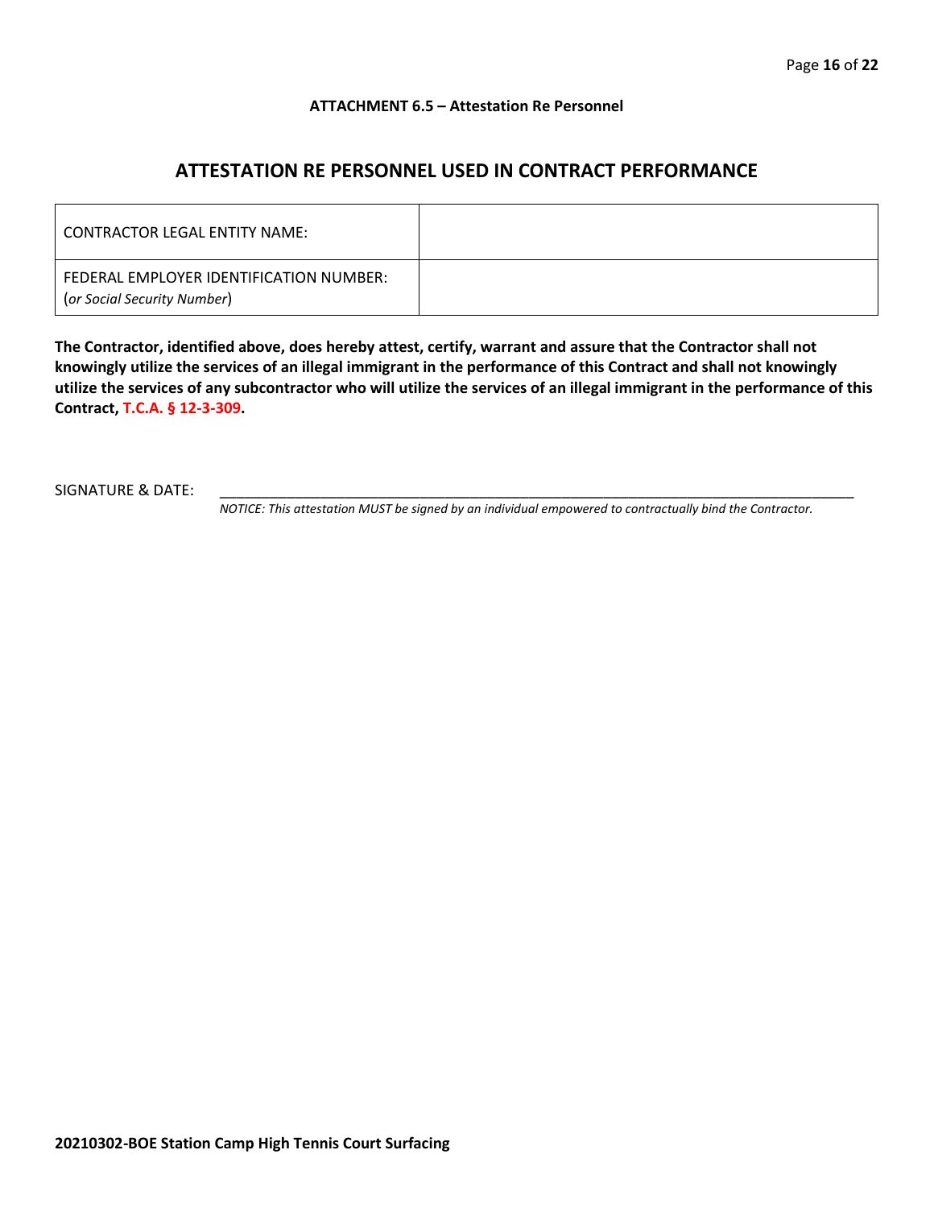**ATTACHMENT 6.5 – Attestation Re Personnel**

## ATTESTATION RE PERSONNEL USED IN CONTRACT PERFORMANCE

| | |
|---|---|
| CONTRACTOR LEGAL ENTITY NAME: | |
| FEDERAL EMPLOYER IDENTIFICATION NUMBER: (*or Social Security Number*) | |

**The Contractor, identified above, does hereby attest, certify, warrant and assure that the Contractor shall not knowingly utilize the services of an illegal immigrant in the performance of this Contract and shall not knowingly utilize the services of any subcontractor who will utilize the services of an illegal immigrant in the performance of this Contract, T.C.A. § 12-3-309.**

SIGNATURE & DATE: ______________________________________________________________

*NOTICE: This attestation MUST be signed by an individual empowered to contractually bind the Contractor.*

**20210302-BOE Station Camp High Tennis Court Surfacing**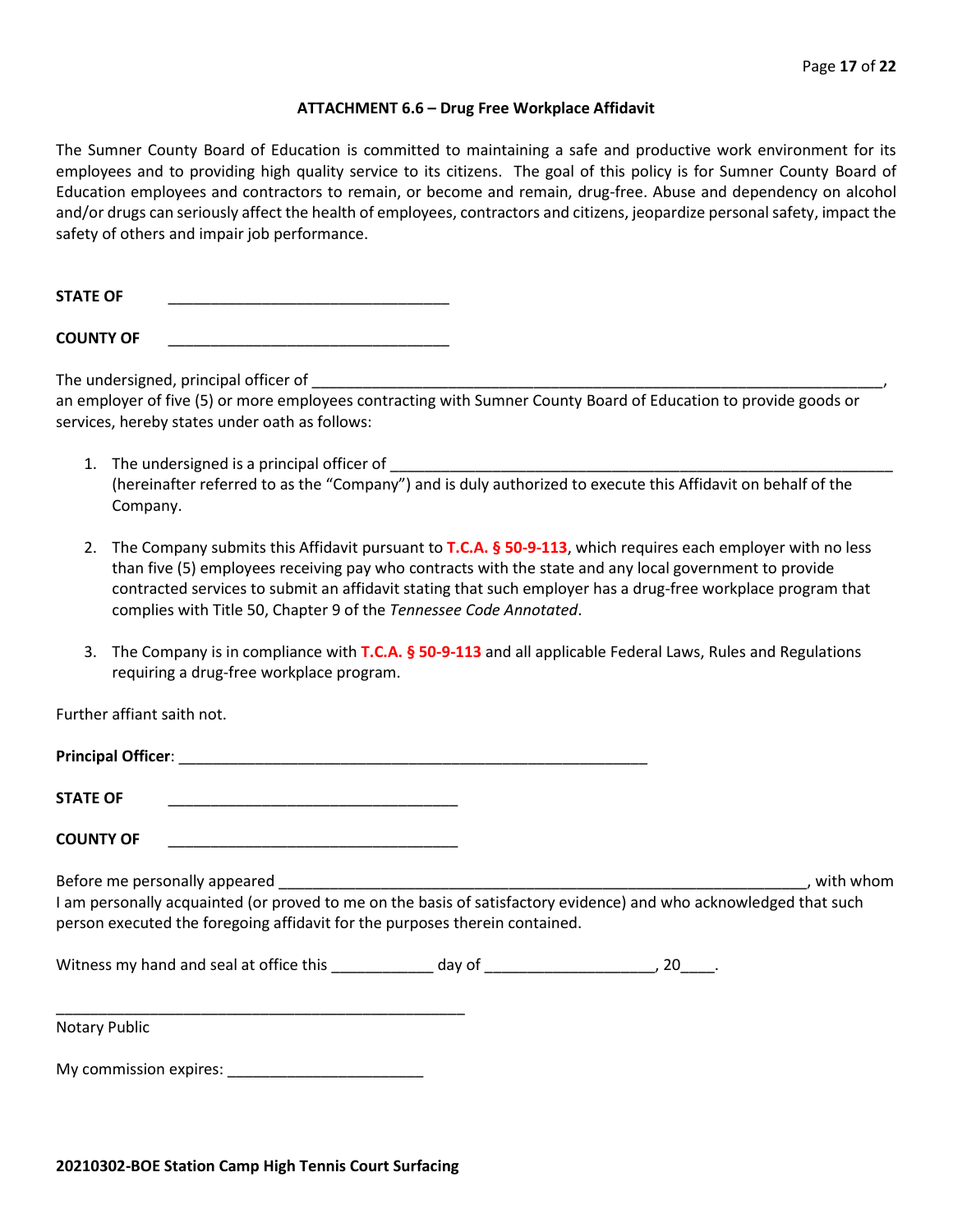### ATTACHMENT 6.6 – Drug Free Workplace Affidavit

The Sumner County Board of Education is committed to maintaining a safe and productive work environment for its employees and to providing high quality service to its citizens. The goal of this policy is for Sumner County Board of Education employees and contractors to remain, or become and remain, drug-free. Abuse and dependency on alcohol and/or drugs can seriously affect the health of employees, contractors and citizens, jeopardize personal safety, impact the safety of others and impair job performance.

**STATE OF** _________________________________

**COUNTY OF** _________________________________

The undersigned, principal officer of ____________________________________________________________________, an employer of five (5) or more employees contracting with Sumner County Board of Education to provide goods or services, hereby states under oath as follows:

1. The undersigned is a principal officer of ___________________________________________________________ (hereinafter referred to as the "Company") and is duly authorized to execute this Affidavit on behalf of the Company.

2. The Company submits this Affidavit pursuant to **T.C.A. § 50-9-113**, which requires each employer with no less than five (5) employees receiving pay who contracts with the state and any local government to provide contracted services to submit an affidavit stating that such employer has a drug-free workplace program that complies with Title 50, Chapter 9 of the *Tennessee Code Annotated*.

3. The Company is in compliance with **T.C.A. § 50-9-113** and all applicable Federal Laws, Rules and Regulations requiring a drug-free workplace program.

Further affiant saith not.

**Principal Officer**: _______________________________________________________

**STATE OF** __________________________________

**COUNTY OF** __________________________________

Before me personally appeared ______________________________________________________________, with whom I am personally acquainted (or proved to me on the basis of satisfactory evidence) and who acknowledged that such person executed the foregoing affidavit for the purposes therein contained.

Witness my hand and seal at office this ____________ day of ____________________, 20____.

_________________________________________________

Notary Public

My commission expires: _______________________

**20210302-BOE Station Camp High Tennis Court Surfacing**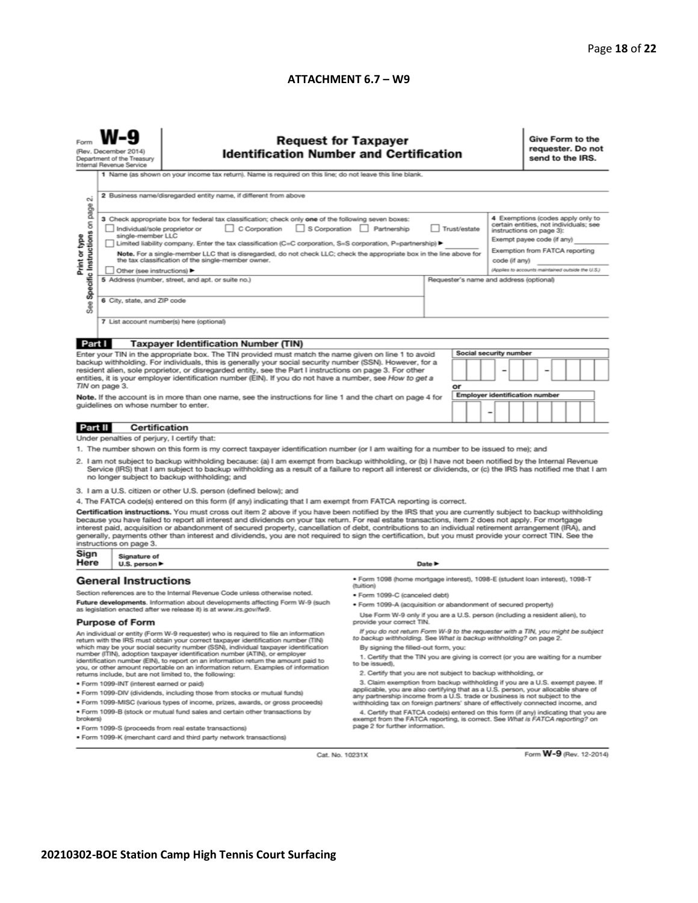## ATTACHMENT 6.7 – W9

Form **W-9**
(Rev. December 2014)
Department of the Treasury
Internal Revenue Service

# Request for Taxpayer Identification Number and Certification

**Give Form to the requester. Do not send to the IRS.**

Print or type
See **Specific Instructions** on page 2.

1 Name (as shown on your income tax return). Name is required on this line; do not leave this line blank.

2 Business name/disregarded entity name, if different from above

3 Check appropriate box for federal tax classification; check only **one** of the following seven boxes:

- ☐ Individual/sole proprietor or single-member LLC
- ☐ C Corporation
- ☐ S Corporation
- ☐ Partnership
- ☐ Trust/estate
- ☐ Limited liability company. Enter the tax classification (C=C corporation, S=S corporation, P=partnership) ▶ ________

**Note.** For a single-member LLC that is disregarded, do not check LLC; check the appropriate box in the line above for the tax classification of the single-member owner.

- ☐ Other (see instructions) ▶

**4** Exemptions (codes apply only to certain entities, not individuals; see instructions on page 3):

Exempt payee code (if any) ________

Exemption from FATCA reporting code (if any) ________

*(Applies to accounts maintained outside the U.S.)*

5 Address (number, street, and apt. or suite no.)

Requester's name and address (optional)

6 City, state, and ZIP code

7 List account number(s) here (optional)

## Part I Taxpayer Identification Number (TIN)

Enter your TIN in the appropriate box. The TIN provided must match the name given on line 1 to avoid backup withholding. For individuals, this is generally your social security number (SSN). However, for a resident alien, sole proprietor, or disregarded entity, see the Part I instructions on page 3. For other entities, it is your employer identification number (EIN). If you do not have a number, see *How to get a TIN* on page 3.

**Note.** If the account is in more than one name, see the instructions for line 1 and the chart on page 4 for guidelines on whose number to enter.

**Social security number**

☐☐☐ – ☐☐ – ☐☐☐☐

**or**

**Employer identification number**

☐☐ – ☐☐☐☐☐☐☐

## Part II Certification

Under penalties of perjury, I certify that:

1. The number shown on this form is my correct taxpayer identification number (or I am waiting for a number to be issued to me); and
2. I am not subject to backup withholding because: (a) I am exempt from backup withholding, or (b) I have not been notified by the Internal Revenue Service (IRS) that I am subject to backup withholding as a result of a failure to report all interest or dividends, or (c) the IRS has notified me that I am no longer subject to backup withholding; and
3. I am a U.S. citizen or other U.S. person (defined below); and
4. The FATCA code(s) entered on this form (if any) indicating that I am exempt from FATCA reporting is correct.

**Certification instructions.** You must cross out item 2 above if you have been notified by the IRS that you are currently subject to backup withholding because you have failed to report all interest and dividends on your tax return. For real estate transactions, item 2 does not apply. For mortgage interest paid, acquisition or abandonment of secured property, cancellation of debt, contributions to an individual retirement arrangement (IRA), and generally, payments other than interest and dividends, you are not required to sign the certification, but you must provide your correct TIN. See the instructions on page 3.

**Sign Here** Signature of U.S. person ▶ Date ▶

## General Instructions

Section references are to the Internal Revenue Code unless otherwise noted.

**Future developments.** Information about developments affecting Form W-9 (such as legislation enacted after we release it) is at *www.irs.gov/fw9*.

### Purpose of Form

An individual or entity (Form W-9 requester) who is required to file an information return with the IRS must obtain your correct taxpayer identification number (TIN) which may be your social security number (SSN), individual taxpayer identification number (ITIN), adoption taxpayer identification number (ATIN), or employer identification number (EIN), to report on an information return the amount paid to you, or other amount reportable on an information return. Examples of information returns include, but are not limited to, the following:

- Form 1099-INT (interest earned or paid)
- Form 1099-DIV (dividends, including those from stocks or mutual funds)
- Form 1099-MISC (various types of income, prizes, awards, or gross proceeds)
- Form 1099-B (stock or mutual fund sales and certain other transactions by brokers)
- Form 1099-S (proceeds from real estate transactions)
- Form 1099-K (merchant card and third party network transactions)
- Form 1098 (home mortgage interest), 1098-E (student loan interest), 1098-T (tuition)
- Form 1099-C (canceled debt)
- Form 1099-A (acquisition or abandonment of secured property)

Use Form W-9 only if you are a U.S. person (including a resident alien), to provide your correct TIN.

*If you do not return Form W-9 to the requester with a TIN, you might be subject to backup withholding. See What is backup withholding? on page 2.*

By signing the filled-out form, you:

1. Certify that the TIN you are giving is correct (or you are waiting for a number to be issued),
2. Certify that you are not subject to backup withholding, or
3. Claim exemption from backup withholding if you are a U.S. exempt payee. If applicable, you are also certifying that as a U.S. person, your allocable share of any partnership income from a U.S. trade or business is not subject to the withholding tax on foreign partners' share of effectively connected income, and
4. Certify that FATCA code(s) entered on this form (if any) indicating that you are exempt from the FATCA reporting, is correct. See *What is FATCA reporting?* on page 2 for further information.

Cat. No. 10231X

Form **W-9** (Rev. 12-2014)

**20210302-BOE Station Camp High Tennis Court Surfacing**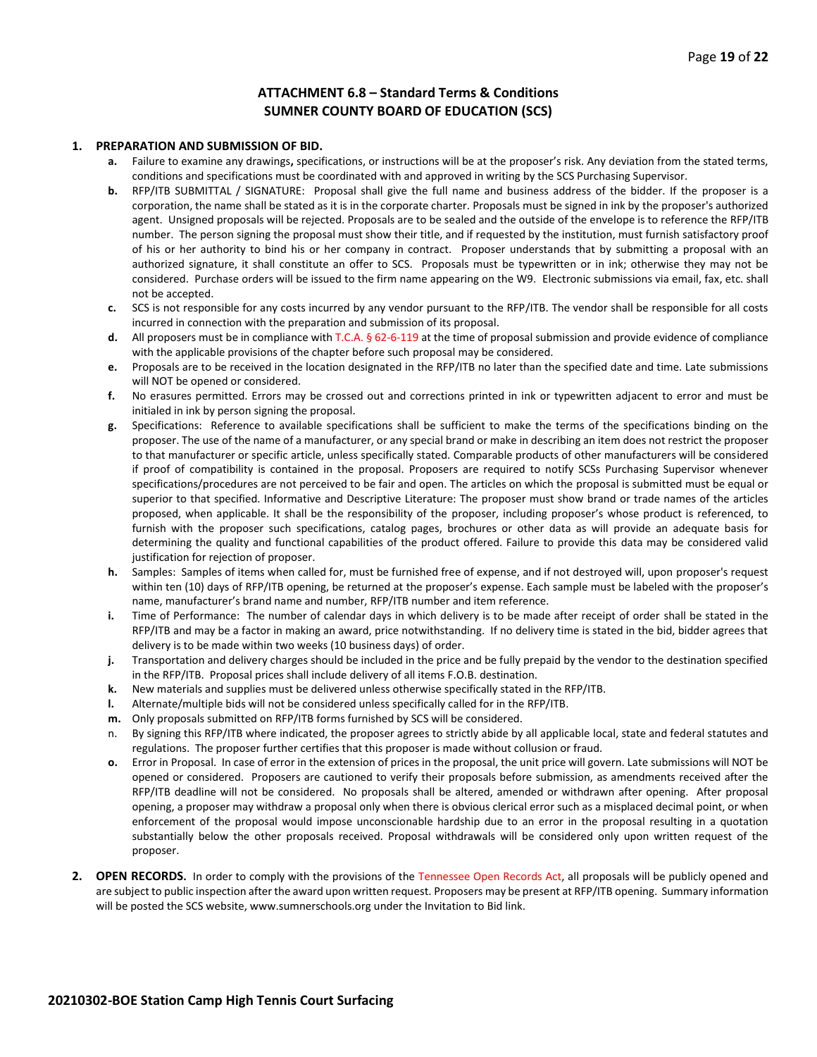## ATTACHMENT 6.8 – Standard Terms & Conditions
## SUMNER COUNTY BOARD OF EDUCATION (SCS)

1. **PREPARATION AND SUBMISSION OF BID.**
   - **a.** Failure to examine any drawings**,** specifications, or instructions will be at the proposer's risk. Any deviation from the stated terms, conditions and specifications must be coordinated with and approved in writing by the SCS Purchasing Supervisor.
   - **b.** RFP/ITB SUBMITTAL / SIGNATURE: Proposal shall give the full name and business address of the bidder. If the proposer is a corporation, the name shall be stated as it is in the corporate charter. Proposals must be signed in ink by the proposer's authorized agent. Unsigned proposals will be rejected. Proposals are to be sealed and the outside of the envelope is to reference the RFP/ITB number. The person signing the proposal must show their title, and if requested by the institution, must furnish satisfactory proof of his or her authority to bind his or her company in contract. Proposer understands that by submitting a proposal with an authorized signature, it shall constitute an offer to SCS. Proposals must be typewritten or in ink; otherwise they may not be considered. Purchase orders will be issued to the firm name appearing on the W9. Electronic submissions via email, fax, etc. shall not be accepted.
   - **c.** SCS is not responsible for any costs incurred by any vendor pursuant to the RFP/ITB. The vendor shall be responsible for all costs incurred in connection with the preparation and submission of its proposal.
   - **d.** All proposers must be in compliance with T.C.A. § 62-6-119 at the time of proposal submission and provide evidence of compliance with the applicable provisions of the chapter before such proposal may be considered.
   - **e.** Proposals are to be received in the location designated in the RFP/ITB no later than the specified date and time. Late submissions will NOT be opened or considered.
   - **f.** No erasures permitted. Errors may be crossed out and corrections printed in ink or typewritten adjacent to error and must be initialed in ink by person signing the proposal.
   - **g.** Specifications: Reference to available specifications shall be sufficient to make the terms of the specifications binding on the proposer. The use of the name of a manufacturer, or any special brand or make in describing an item does not restrict the proposer to that manufacturer or specific article, unless specifically stated. Comparable products of other manufacturers will be considered if proof of compatibility is contained in the proposal. Proposers are required to notify SCSs Purchasing Supervisor whenever specifications/procedures are not perceived to be fair and open. The articles on which the proposal is submitted must be equal or superior to that specified. Informative and Descriptive Literature: The proposer must show brand or trade names of the articles proposed, when applicable. It shall be the responsibility of the proposer, including proposer's whose product is referenced, to furnish with the proposer such specifications, catalog pages, brochures or other data as will provide an adequate basis for determining the quality and functional capabilities of the product offered. Failure to provide this data may be considered valid justification for rejection of proposer.
   - **h.** Samples: Samples of items when called for, must be furnished free of expense, and if not destroyed will, upon proposer's request within ten (10) days of RFP/ITB opening, be returned at the proposer's expense. Each sample must be labeled with the proposer's name, manufacturer's brand name and number, RFP/ITB number and item reference.
   - **i.** Time of Performance: The number of calendar days in which delivery is to be made after receipt of order shall be stated in the RFP/ITB and may be a factor in making an award, price notwithstanding. If no delivery time is stated in the bid, bidder agrees that delivery is to be made within two weeks (10 business days) of order.
   - **j.** Transportation and delivery charges should be included in the price and be fully prepaid by the vendor to the destination specified in the RFP/ITB. Proposal prices shall include delivery of all items F.O.B. destination.
   - **k.** New materials and supplies must be delivered unless otherwise specifically stated in the RFP/ITB.
   - **l.** Alternate/multiple bids will not be considered unless specifically called for in the RFP/ITB.
   - **m.** Only proposals submitted on RFP/ITB forms furnished by SCS will be considered.
   - n. By signing this RFP/ITB where indicated, the proposer agrees to strictly abide by all applicable local, state and federal statutes and regulations. The proposer further certifies that this proposer is made without collusion or fraud.
   - **o.** Error in Proposal. In case of error in the extension of prices in the proposal, the unit price will govern. Late submissions will NOT be opened or considered. Proposers are cautioned to verify their proposals before submission, as amendments received after the RFP/ITB deadline will not be considered. No proposals shall be altered, amended or withdrawn after opening. After proposal opening, a proposer may withdraw a proposal only when there is obvious clerical error such as a misplaced decimal point, or when enforcement of the proposal would impose unconscionable hardship due to an error in the proposal resulting in a quotation substantially below the other proposals received. Proposal withdrawals will be considered only upon written request of the proposer.

2. **OPEN RECORDS.** In order to comply with the provisions of the Tennessee Open Records Act, all proposals will be publicly opened and are subject to public inspection after the award upon written request. Proposers may be present at RFP/ITB opening. Summary information will be posted the SCS website, www.sumnerschools.org under the Invitation to Bid link.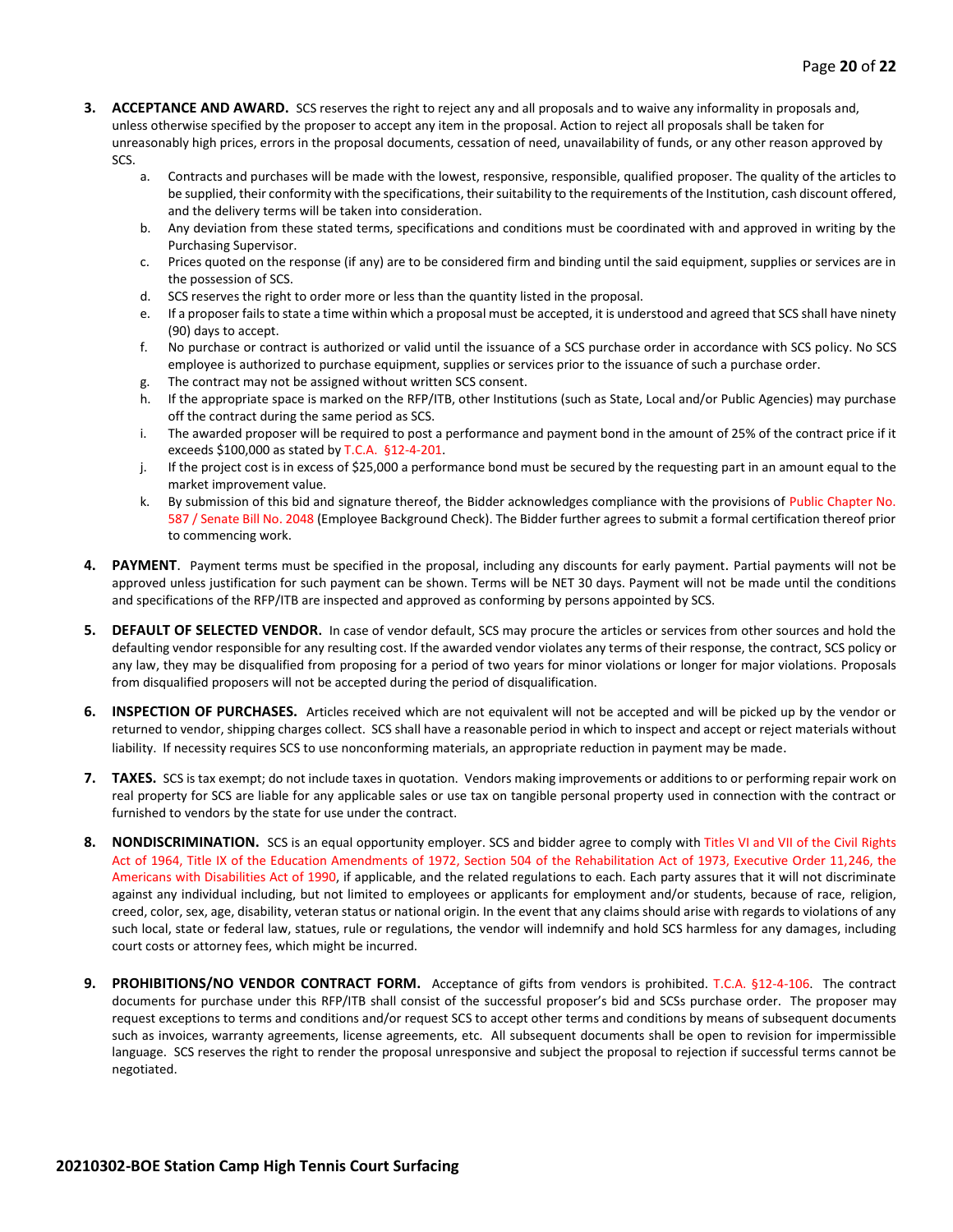3. **ACCEPTANCE AND AWARD.** SCS reserves the right to reject any and all proposals and to waive any informality in proposals and, unless otherwise specified by the proposer to accept any item in the proposal. Action to reject all proposals shall be taken for unreasonably high prices, errors in the proposal documents, cessation of need, unavailability of funds, or any other reason approved by SCS.
   a. Contracts and purchases will be made with the lowest, responsive, responsible, qualified proposer. The quality of the articles to be supplied, their conformity with the specifications, their suitability to the requirements of the Institution, cash discount offered, and the delivery terms will be taken into consideration.
   b. Any deviation from these stated terms, specifications and conditions must be coordinated with and approved in writing by the Purchasing Supervisor.
   c. Prices quoted on the response (if any) are to be considered firm and binding until the said equipment, supplies or services are in the possession of SCS.
   d. SCS reserves the right to order more or less than the quantity listed in the proposal.
   e. If a proposer fails to state a time within which a proposal must be accepted, it is understood and agreed that SCS shall have ninety (90) days to accept.
   f. No purchase or contract is authorized or valid until the issuance of a SCS purchase order in accordance with SCS policy. No SCS employee is authorized to purchase equipment, supplies or services prior to the issuance of such a purchase order.
   g. The contract may not be assigned without written SCS consent.
   h. If the appropriate space is marked on the RFP/ITB, other Institutions (such as State, Local and/or Public Agencies) may purchase off the contract during the same period as SCS.
   i. The awarded proposer will be required to post a performance and payment bond in the amount of 25% of the contract price if it exceeds $100,000 as stated by T.C.A. §12-4-201.
   j. If the project cost is in excess of $25,000 a performance bond must be secured by the requesting part in an amount equal to the market improvement value.
   k. By submission of this bid and signature thereof, the Bidder acknowledges compliance with the provisions of Public Chapter No. 587 / Senate Bill No. 2048 (Employee Background Check). The Bidder further agrees to submit a formal certification thereof prior to commencing work.

4. **PAYMENT**. Payment terms must be specified in the proposal, including any discounts for early payment. Partial payments will not be approved unless justification for such payment can be shown. Terms will be NET 30 days. Payment will not be made until the conditions and specifications of the RFP/ITB are inspected and approved as conforming by persons appointed by SCS.

5. **DEFAULT OF SELECTED VENDOR.** In case of vendor default, SCS may procure the articles or services from other sources and hold the defaulting vendor responsible for any resulting cost. If the awarded vendor violates any terms of their response, the contract, SCS policy or any law, they may be disqualified from proposing for a period of two years for minor violations or longer for major violations. Proposals from disqualified proposers will not be accepted during the period of disqualification.

6. **INSPECTION OF PURCHASES.** Articles received which are not equivalent will not be accepted and will be picked up by the vendor or returned to vendor, shipping charges collect. SCS shall have a reasonable period in which to inspect and accept or reject materials without liability. If necessity requires SCS to use nonconforming materials, an appropriate reduction in payment may be made.

7. **TAXES.** SCS is tax exempt; do not include taxes in quotation. Vendors making improvements or additions to or performing repair work on real property for SCS are liable for any applicable sales or use tax on tangible personal property used in connection with the contract or furnished to vendors by the state for use under the contract.

8. **NONDISCRIMINATION.** SCS is an equal opportunity employer. SCS and bidder agree to comply with Titles VI and VII of the Civil Rights Act of 1964, Title IX of the Education Amendments of 1972, Section 504 of the Rehabilitation Act of 1973, Executive Order 11,246, the Americans with Disabilities Act of 1990, if applicable, and the related regulations to each. Each party assures that it will not discriminate against any individual including, but not limited to employees or applicants for employment and/or students, because of race, religion, creed, color, sex, age, disability, veteran status or national origin. In the event that any claims should arise with regards to violations of any such local, state or federal law, statues, rule or regulations, the vendor will indemnify and hold SCS harmless for any damages, including court costs or attorney fees, which might be incurred.

9. **PROHIBITIONS/NO VENDOR CONTRACT FORM.** Acceptance of gifts from vendors is prohibited. T.C.A. §12-4-106. The contract documents for purchase under this RFP/ITB shall consist of the successful proposer's bid and SCSs purchase order. The proposer may request exceptions to terms and conditions and/or request SCS to accept other terms and conditions by means of subsequent documents such as invoices, warranty agreements, license agreements, etc. All subsequent documents shall be open to revision for impermissible language. SCS reserves the right to render the proposal unresponsive and subject the proposal to rejection if successful terms cannot be negotiated.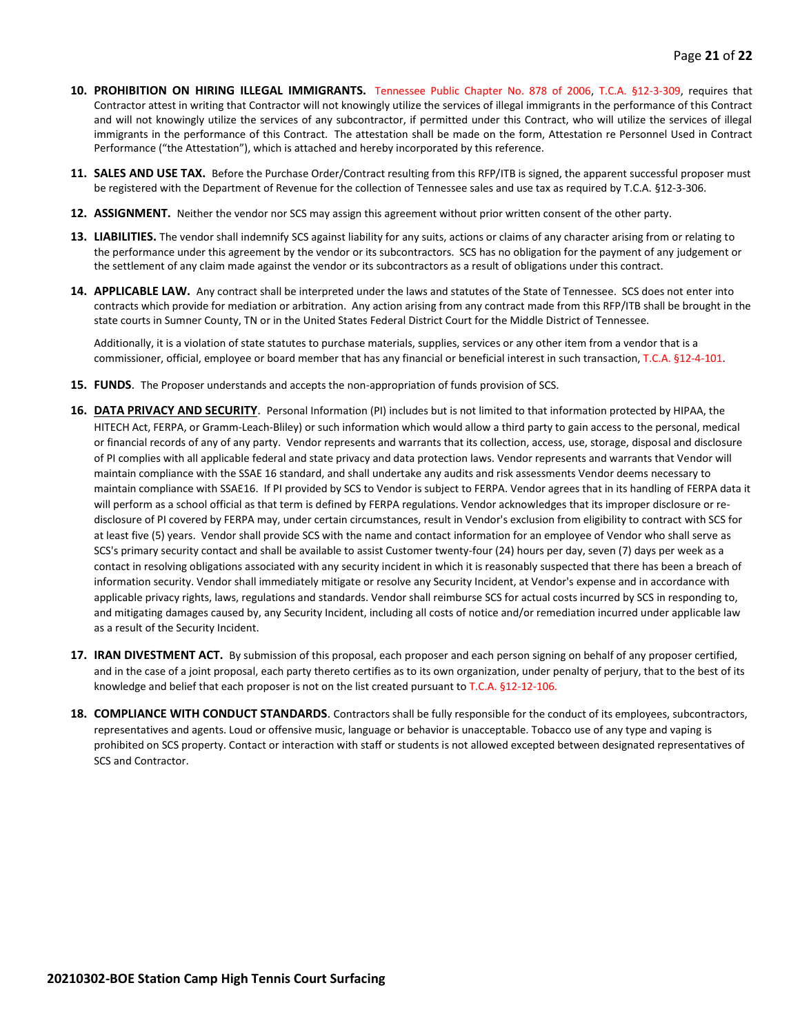10. **PROHIBITION ON HIRING ILLEGAL IMMIGRANTS.** Tennessee Public Chapter No. 878 of 2006, T.C.A. §12-3-309, requires that Contractor attest in writing that Contractor will not knowingly utilize the services of illegal immigrants in the performance of this Contract and will not knowingly utilize the services of any subcontractor, if permitted under this Contract, who will utilize the services of illegal immigrants in the performance of this Contract. The attestation shall be made on the form, Attestation re Personnel Used in Contract Performance ("the Attestation"), which is attached and hereby incorporated by this reference.

11. **SALES AND USE TAX.** Before the Purchase Order/Contract resulting from this RFP/ITB is signed, the apparent successful proposer must be registered with the Department of Revenue for the collection of Tennessee sales and use tax as required by T.C.A. §12-3-306.

12. **ASSIGNMENT.** Neither the vendor nor SCS may assign this agreement without prior written consent of the other party.

13. **LIABILITIES.** The vendor shall indemnify SCS against liability for any suits, actions or claims of any character arising from or relating to the performance under this agreement by the vendor or its subcontractors. SCS has no obligation for the payment of any judgement or the settlement of any claim made against the vendor or its subcontractors as a result of obligations under this contract.

14. **APPLICABLE LAW.** Any contract shall be interpreted under the laws and statutes of the State of Tennessee. SCS does not enter into contracts which provide for mediation or arbitration. Any action arising from any contract made from this RFP/ITB shall be brought in the state courts in Sumner County, TN or in the United States Federal District Court for the Middle District of Tennessee.

    Additionally, it is a violation of state statutes to purchase materials, supplies, services or any other item from a vendor that is a commissioner, official, employee or board member that has any financial or beneficial interest in such transaction, T.C.A. §12-4-101.

15. **FUNDS**. The Proposer understands and accepts the non-appropriation of funds provision of SCS.

16. **DATA PRIVACY AND SECURITY**. Personal Information (PI) includes but is not limited to that information protected by HIPAA, the HITECH Act, FERPA, or Gramm-Leach-Bliley) or such information which would allow a third party to gain access to the personal, medical or financial records of any of any party. Vendor represents and warrants that its collection, access, use, storage, disposal and disclosure of PI complies with all applicable federal and state privacy and data protection laws. Vendor represents and warrants that Vendor will maintain compliance with the SSAE 16 standard, and shall undertake any audits and risk assessments Vendor deems necessary to maintain compliance with SSAE16. If PI provided by SCS to Vendor is subject to FERPA. Vendor agrees that in its handling of FERPA data it will perform as a school official as that term is defined by FERPA regulations. Vendor acknowledges that its improper disclosure or re-disclosure of PI covered by FERPA may, under certain circumstances, result in Vendor's exclusion from eligibility to contract with SCS for at least five (5) years. Vendor shall provide SCS with the name and contact information for an employee of Vendor who shall serve as SCS's primary security contact and shall be available to assist Customer twenty-four (24) hours per day, seven (7) days per week as a contact in resolving obligations associated with any security incident in which it is reasonably suspected that there has been a breach of information security. Vendor shall immediately mitigate or resolve any Security Incident, at Vendor's expense and in accordance with applicable privacy rights, laws, regulations and standards. Vendor shall reimburse SCS for actual costs incurred by SCS in responding to, and mitigating damages caused by, any Security Incident, including all costs of notice and/or remediation incurred under applicable law as a result of the Security Incident.

17. **IRAN DIVESTMENT ACT.** By submission of this proposal, each proposer and each person signing on behalf of any proposer certified, and in the case of a joint proposal, each party thereto certifies as to its own organization, under penalty of perjury, that to the best of its knowledge and belief that each proposer is not on the list created pursuant to T.C.A. §12-12-106.

18. **COMPLIANCE WITH CONDUCT STANDARDS**. Contractors shall be fully responsible for the conduct of its employees, subcontractors, representatives and agents. Loud or offensive music, language or behavior is unacceptable. Tobacco use of any type and vaping is prohibited on SCS property. Contact or interaction with staff or students is not allowed excepted between designated representatives of SCS and Contractor.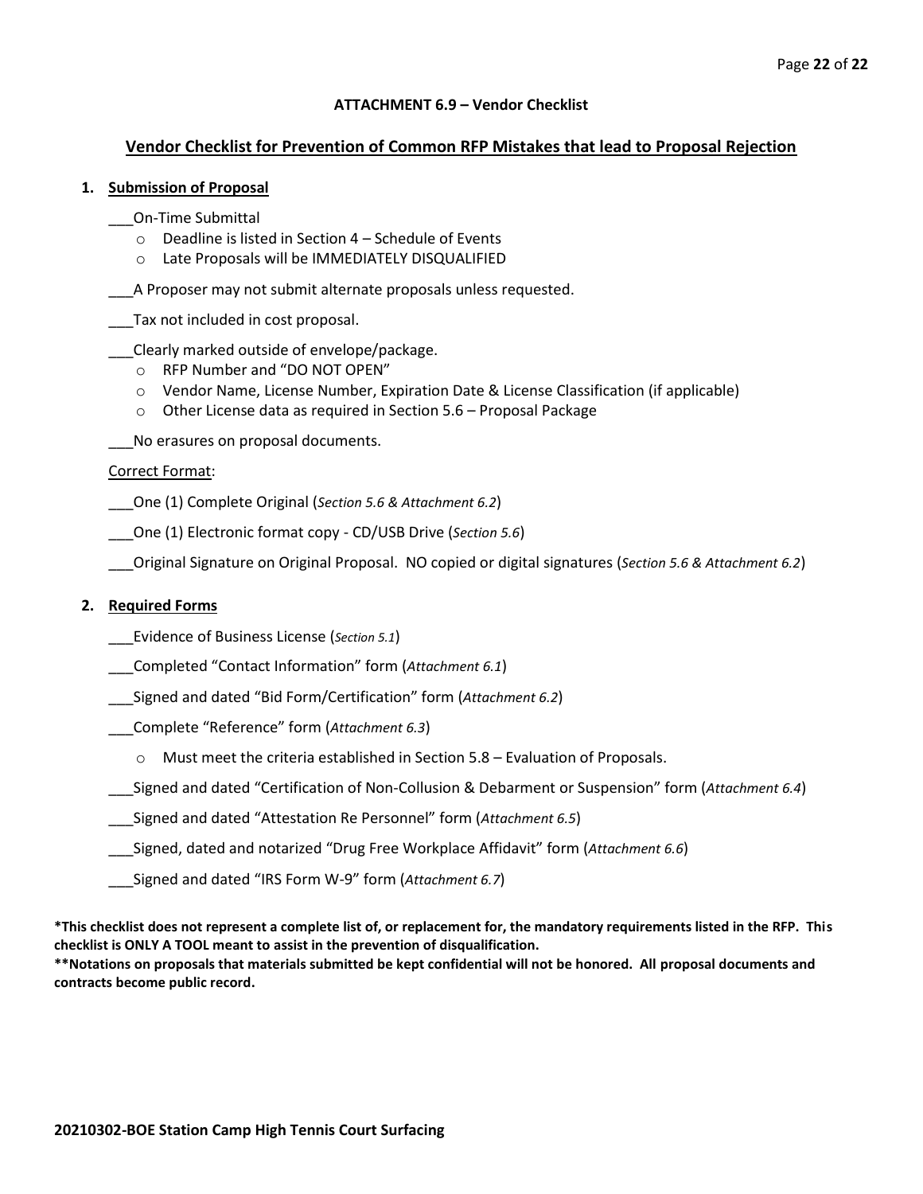**ATTACHMENT 6.9 – Vendor Checklist**

## Vendor Checklist for Prevention of Common RFP Mistakes that lead to Proposal Rejection

### 1. Submission of Proposal

___On-Time Submittal

- Deadline is listed in Section 4 – Schedule of Events
- Late Proposals will be IMMEDIATELY DISQUALIFIED

___A Proposer may not submit alternate proposals unless requested.

___Tax not included in cost proposal.

___Clearly marked outside of envelope/package.

- RFP Number and "DO NOT OPEN"
- Vendor Name, License Number, Expiration Date & License Classification (if applicable)
- Other License data as required in Section 5.6 – Proposal Package

___No erasures on proposal documents.

Correct Format:

___One (1) Complete Original (*Section 5.6 & Attachment 6.2*)

___One (1) Electronic format copy - CD/USB Drive (*Section 5.6*)

___Original Signature on Original Proposal. NO copied or digital signatures (*Section 5.6 & Attachment 6.2*)

### 2. Required Forms

___Evidence of Business License (*Section 5.1*)

___Completed "Contact Information" form (*Attachment 6.1*)

___Signed and dated "Bid Form/Certification" form (*Attachment 6.2*)

___Complete "Reference" form (*Attachment 6.3*)

- Must meet the criteria established in Section 5.8 – Evaluation of Proposals.

___Signed and dated "Certification of Non-Collusion & Debarment or Suspension" form (*Attachment 6.4*)

___Signed and dated "Attestation Re Personnel" form (*Attachment 6.5*)

___Signed, dated and notarized "Drug Free Workplace Affidavit" form (*Attachment 6.6*)

___Signed and dated "IRS Form W-9" form (*Attachment 6.7*)

**\*This checklist does not represent a complete list of, or replacement for, the mandatory requirements listed in the RFP. This checklist is ONLY A TOOL meant to assist in the prevention of disqualification.**

**\*\*Notations on proposals that materials submitted be kept confidential will not be honored. All proposal documents and contracts become public record.**

**20210302-BOE Station Camp High Tennis Court Surfacing**